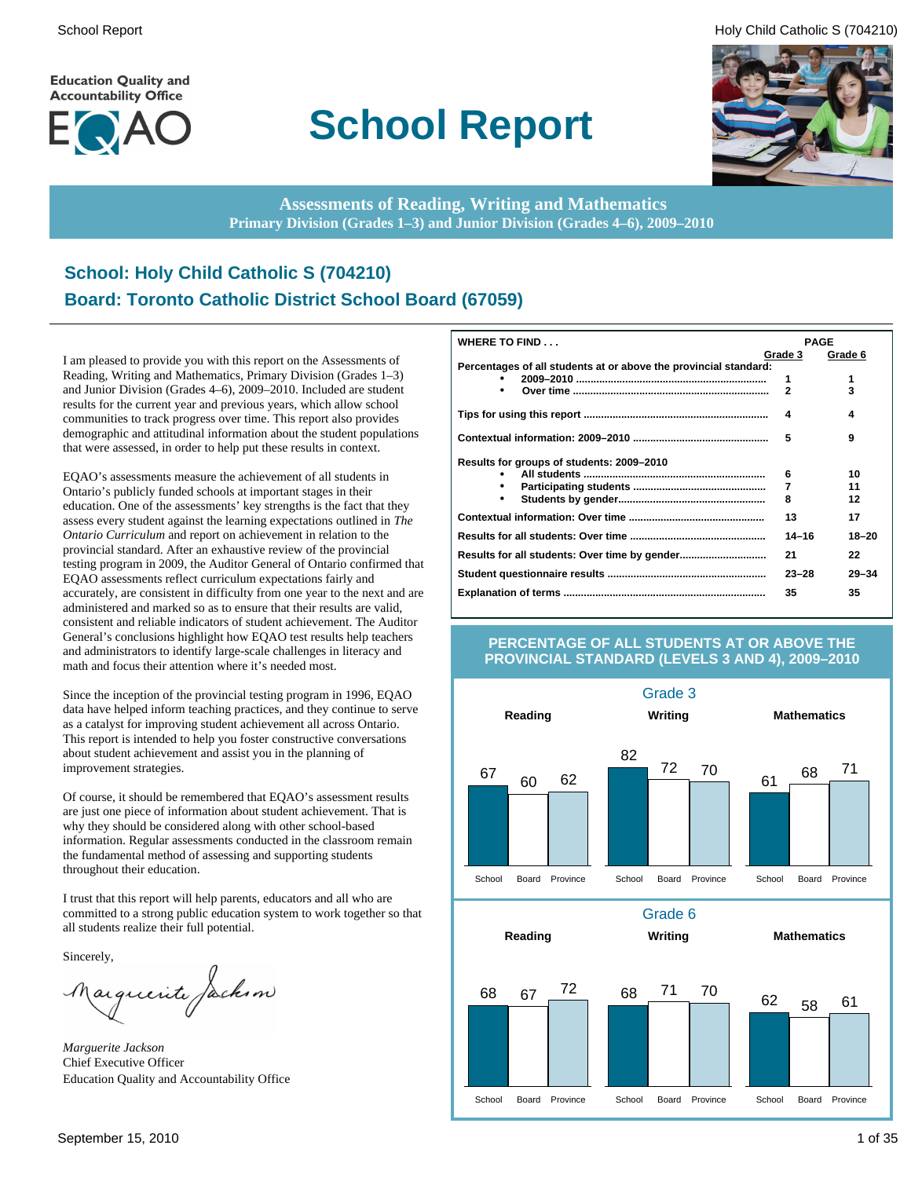Education Quality and Accountability Office

EQAO

# School Report

**Assessments of Reading, Writing and Mathematics**
**Primary Division (Grades 1–3) and Junior Division (Grades 4–6), 2009–2010**

## School: Holy Child Catholic S (704210)
## Board: Toronto Catholic District School Board (67059)

I am pleased to provide you with this report on the Assessments of Reading, Writing and Mathematics, Primary Division (Grades 1–3) and Junior Division (Grades 4–6), 2009–2010. Included are student results for the current year and previous years, which allow school communities to track progress over time. This report also provides demographic and attitudinal information about the student populations that were assessed, in order to help put these results in context.

EQAO's assessments measure the achievement of all students in Ontario's publicly funded schools at important stages in their education. One of the assessments' key strengths is the fact that they assess every student against the learning expectations outlined in *The Ontario Curriculum* and report on achievement in relation to the provincial standard. After an exhaustive review of the provincial testing program in 2009, the Auditor General of Ontario confirmed that EQAO assessments reflect curriculum expectations fairly and accurately, are consistent in difficulty from one year to the next and are administered and marked so as to ensure that their results are valid, consistent and reliable indicators of student achievement. The Auditor General's conclusions highlight how EQAO test results help teachers and administrators to identify large-scale challenges in literacy and math and focus their attention where it's needed most.

Since the inception of the provincial testing program in 1996, EQAO data have helped inform teaching practices, and they continue to serve as a catalyst for improving student achievement all across Ontario. This report is intended to help you foster constructive conversations about student achievement and assist you in the planning of improvement strategies.

Of course, it should be remembered that EQAO's assessment results are just one piece of information about student achievement. That is why they should be considered along with other school-based information. Regular assessments conducted in the classroom remain the fundamental method of assessing and supporting students throughout their education.

I trust that this report will help parents, educators and all who are committed to a strong public education system to work together so that all students realize their full potential.

Sincerely,

*Marguerite Jackson*
Chief Executive Officer
Education Quality and Accountability Office

| WHERE TO FIND . . . | PAGE Grade 3 | PAGE Grade 6 |
|---|---|---|
| **Percentages of all students at or above the provincial standard:** | | |
| • 2009–2010 | 1 | 1 |
| • Over time | 2 | 3 |
| **Tips for using this report** | 4 | 4 |
| **Contextual information: 2009–2010** | 5 | 9 |
| **Results for groups of students: 2009–2010** | | |
| • All students | 6 | 10 |
| • Participating students | 7 | 11 |
| • Students by gender | 8 | 12 |
| **Contextual information: Over time** | 13 | 17 |
| **Results for all students: Over time** | 14–16 | 18–20 |
| **Results for all students: Over time by gender** | 21 | 22 |
| **Student questionnaire results** | 23–28 | 29–34 |
| **Explanation of terms** | 35 | 35 |

### PERCENTAGE OF ALL STUDENTS AT OR ABOVE THE PROVINCIAL STANDARD (LEVELS 3 AND 4), 2009–2010

**Grade 3**

| | School | Board | Province |
|---|---|---|---|
| Reading | 67 | 60 | 62 |
| Writing | 82 | 72 | 70 |
| Mathematics | 61 | 68 | 71 |

**Grade 6**

| | School | Board | Province |
|---|---|---|---|
| Reading | 68 | 67 | 72 |
| Writing | 68 | 71 | 70 |
| Mathematics | 62 | 58 | 61 |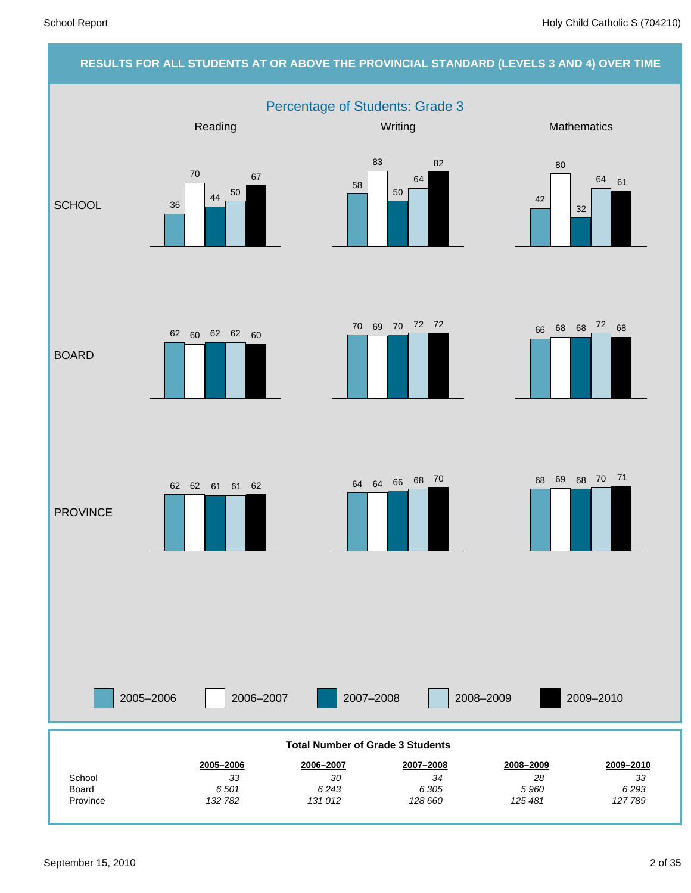## RESULTS FOR ALL STUDENTS AT OR ABOVE THE PROVINCIAL STANDARD (LEVELS 3 AND 4) OVER TIME

### Percentage of Students: Grade 3

| | Year | Reading | Writing | Mathematics |
|---|---|---|---|---|
| SCHOOL | 2005–2006 | 36 | 58 | 42 |
| | 2006–2007 | 70 | 83 | 80 |
| | 2007–2008 | 44 | 50 | 32 |
| | 2008–2009 | 50 | 64 | 64 |
| | 2009–2010 | 67 | 82 | 61 |
| BOARD | 2005–2006 | 62 | 70 | 66 |
| | 2006–2007 | 60 | 69 | 68 |
| | 2007–2008 | 62 | 70 | 68 |
| | 2008–2009 | 62 | 72 | 72 |
| | 2009–2010 | 60 | 72 | 68 |
| PROVINCE | 2005–2006 | 62 | 64 | 68 |
| | 2006–2007 | 62 | 64 | 69 |
| | 2007–2008 | 61 | 66 | 68 |
| | 2008–2009 | 61 | 68 | 70 |
| | 2009–2010 | 62 | 70 | 71 |

**Total Number of Grade 3 Students**

| | 2005–2006 | 2006–2007 | 2007–2008 | 2008–2009 | 2009–2010 |
|---|---|---|---|---|---|
| School | *33* | *30* | *34* | *28* | *33* |
| Board | *6 501* | *6 243* | *6 305* | *5 960* | *6 293* |
| Province | *132 782* | *131 012* | *128 660* | *125 481* | *127 789* |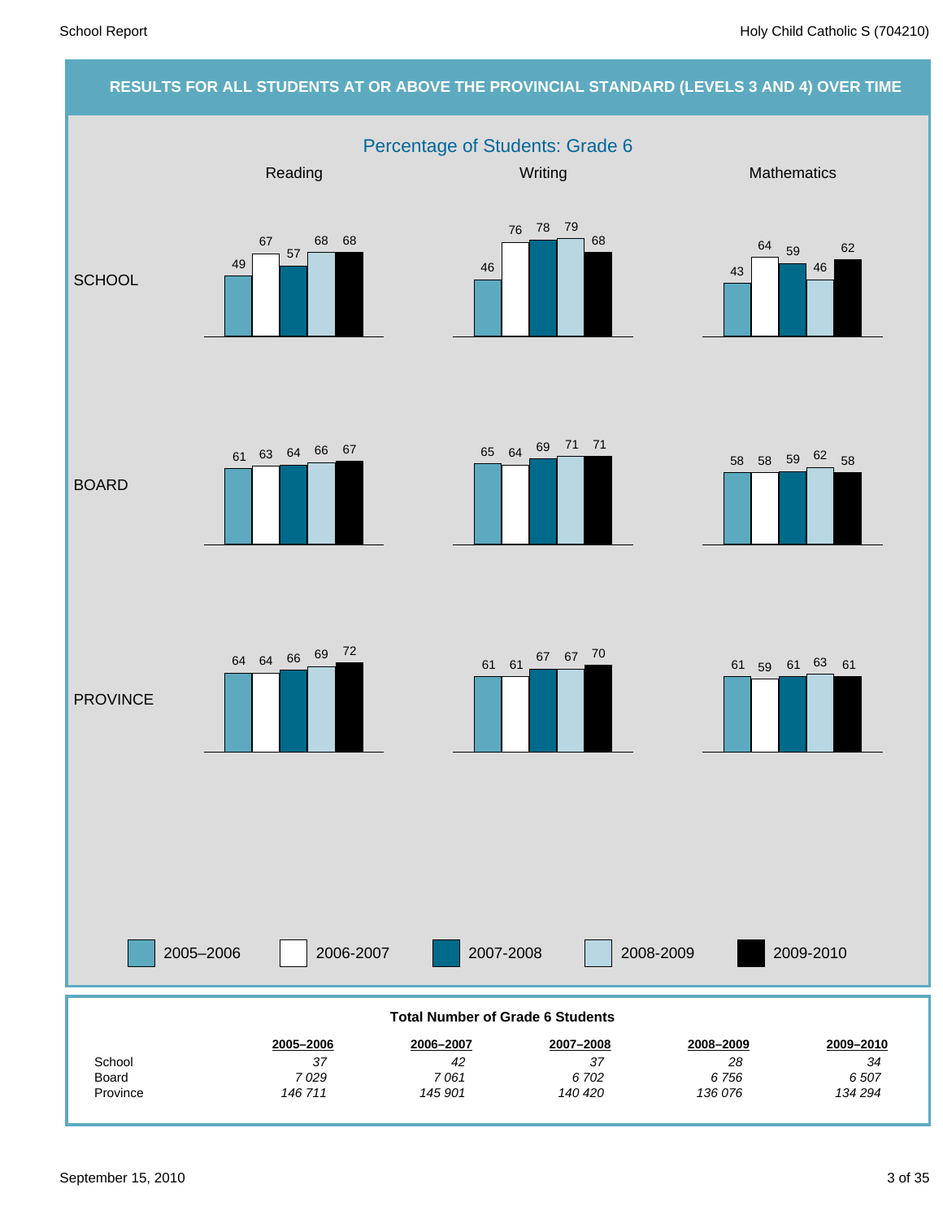## RESULTS FOR ALL STUDENTS AT OR ABOVE THE PROVINCIAL STANDARD (LEVELS 3 AND 4) OVER TIME

### Percentage of Students: Grade 6

**Reading**

| | 2005–2006 | 2006-2007 | 2007-2008 | 2008-2009 | 2009-2010 |
|---|---|---|---|---|---|
| SCHOOL | 49 | 67 | 57 | 68 | 68 |
| BOARD | 61 | 63 | 64 | 66 | 67 |
| PROVINCE | 64 | 64 | 66 | 69 | 72 |

**Writing**

| | 2005–2006 | 2006-2007 | 2007-2008 | 2008-2009 | 2009-2010 |
|---|---|---|---|---|---|
| SCHOOL | 46 | 76 | 78 | 79 | 68 |
| BOARD | 65 | 64 | 69 | 71 | 71 |
| PROVINCE | 61 | 61 | 67 | 67 | 70 |

**Mathematics**

| | 2005–2006 | 2006-2007 | 2007-2008 | 2008-2009 | 2009-2010 |
|---|---|---|---|---|---|
| SCHOOL | 43 | 64 | 59 | 46 | 62 |
| BOARD | 58 | 58 | 59 | 62 | 58 |
| PROVINCE | 61 | 59 | 61 | 63 | 61 |

**Total Number of Grade 6 Students**

| | 2005–2006 | 2006–2007 | 2007–2008 | 2008–2009 | 2009–2010 |
|---|---|---|---|---|---|
| School | *37* | *42* | *37* | *28* | *34* |
| Board | *7 029* | *7 061* | *6 702* | *6 756* | *6 507* |
| Province | *146 711* | *145 901* | *140 420* | *136 076* | *134 294* |

September 15, 2010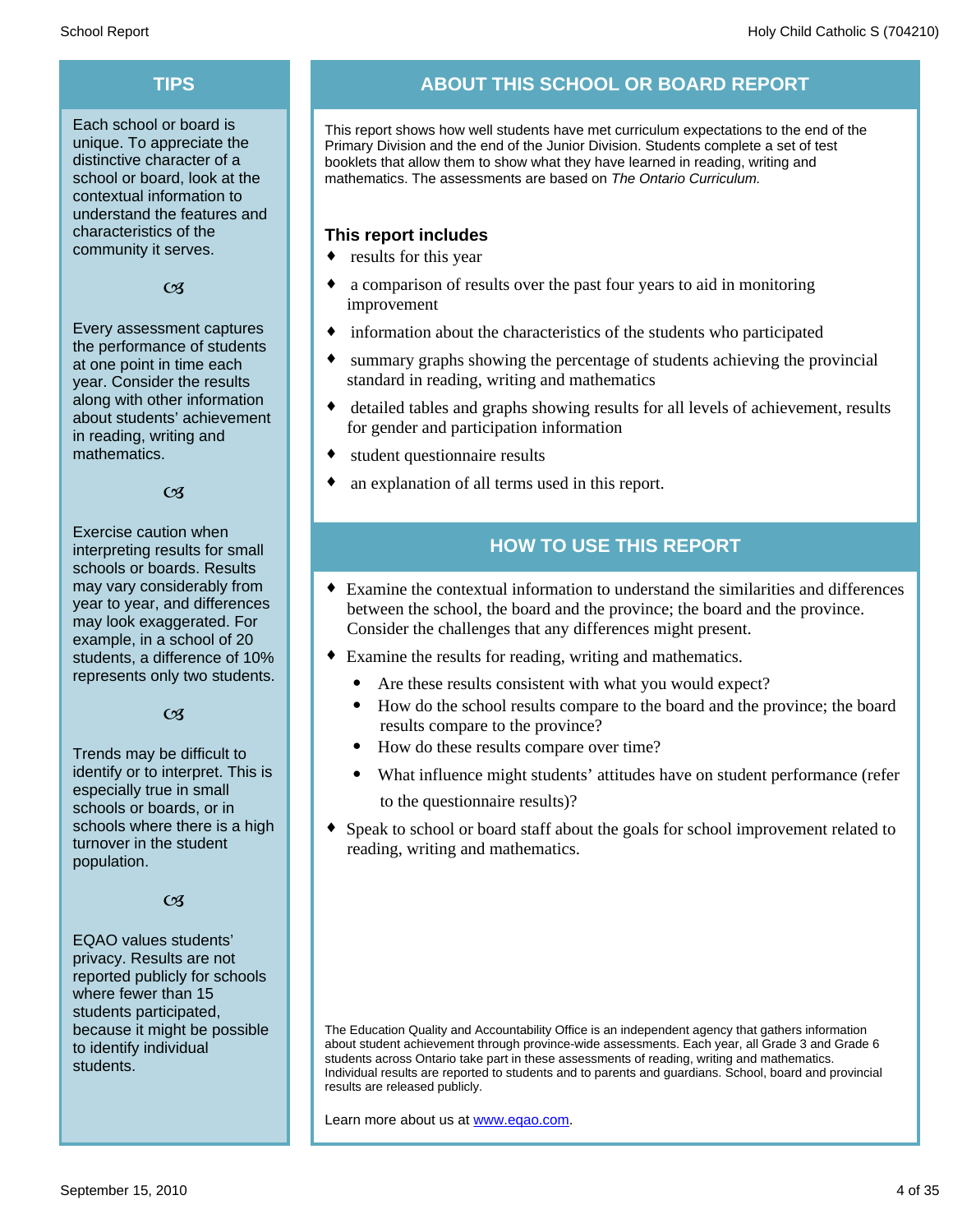## TIPS

Each school or board is unique. To appreciate the distinctive character of a school or board, look at the contextual information to understand the features and characteristics of the community it serves.

Every assessment captures the performance of students at one point in time each year. Consider the results along with other information about students' achievement in reading, writing and mathematics.

Exercise caution when interpreting results for small schools or boards. Results may vary considerably from year to year, and differences may look exaggerated. For example, in a school of 20 students, a difference of 10% represents only two students.

Trends may be difficult to identify or to interpret. This is especially true in small schools or boards, or in schools where there is a high turnover in the student population.

EQAO values students' privacy. Results are not reported publicly for schools where fewer than 15 students participated, because it might be possible to identify individual students.

## ABOUT THIS SCHOOL OR BOARD REPORT

This report shows how well students have met curriculum expectations to the end of the Primary Division and the end of the Junior Division. Students complete a set of test booklets that allow them to show what they have learned in reading, writing and mathematics. The assessments are based on *The Ontario Curriculum.*

### This report includes

- results for this year
- a comparison of results over the past four years to aid in monitoring improvement
- information about the characteristics of the students who participated
- summary graphs showing the percentage of students achieving the provincial standard in reading, writing and mathematics
- detailed tables and graphs showing results for all levels of achievement, results for gender and participation information
- student questionnaire results
- an explanation of all terms used in this report.

## HOW TO USE THIS REPORT

- Examine the contextual information to understand the similarities and differences between the school, the board and the province; the board and the province. Consider the challenges that any differences might present.
- Examine the results for reading, writing and mathematics.
  - Are these results consistent with what you would expect?
  - How do the school results compare to the board and the province; the board results compare to the province?
  - How do these results compare over time?
  - What influence might students' attitudes have on student performance (refer to the questionnaire results)?
- Speak to school or board staff about the goals for school improvement related to reading, writing and mathematics.

The Education Quality and Accountability Office is an independent agency that gathers information about student achievement through province-wide assessments. Each year, all Grade 3 and Grade 6 students across Ontario take part in these assessments of reading, writing and mathematics. Individual results are reported to students and to parents and guardians. School, board and provincial results are released publicly.

Learn more about us at [www.eqao.com](http://www.eqao.com).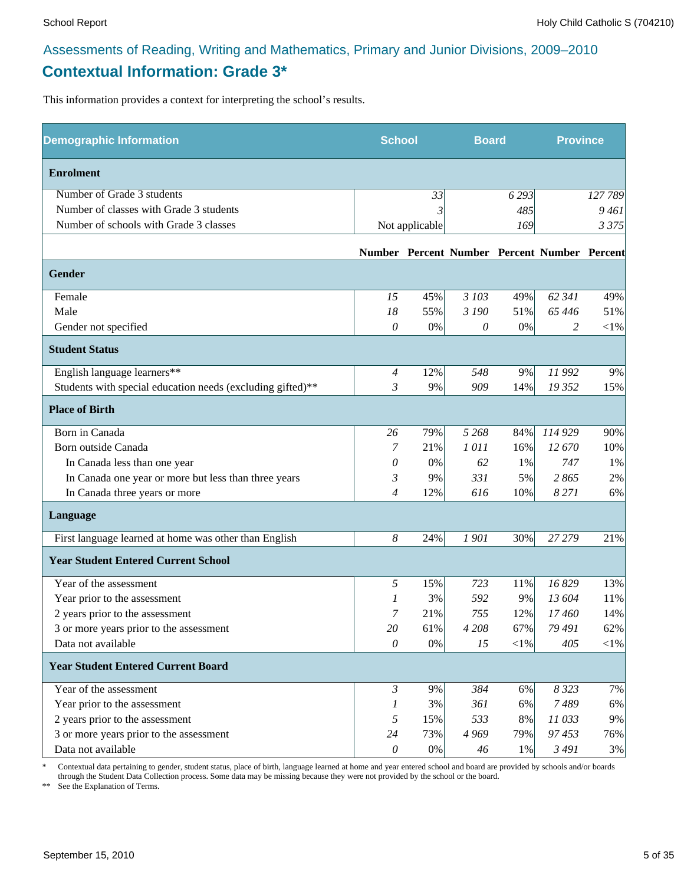## Assessments of Reading, Writing and Mathematics, Primary and Junior Divisions, 2009–2010

# Contextual Information: Grade 3*

This information provides a context for interpreting the school's results.

| Demographic Information | School | | Board | | Province | |
|---|---|---|---|---|---|---|
| **Enrolment** | | | | | | |
| Number of Grade 3 students | | 33 | | 6 293 | | 127 789 |
| Number of classes with Grade 3 students | | 3 | | 485 | | 9 461 |
| Number of schools with Grade 3 classes | | Not applicable | | 169 | | 3 375 |
| | **Number** | **Percent** | **Number** | **Percent** | **Number** | **Percent** |
| **Gender** | | | | | | |
| Female | 15 | 45% | 3 103 | 49% | 62 341 | 49% |
| Male | 18 | 55% | 3 190 | 51% | 65 446 | 51% |
| Gender not specified | 0 | 0% | 0 | 0% | 2 | <1% |
| **Student Status** | | | | | | |
| English language learners** | 4 | 12% | 548 | 9% | 11 992 | 9% |
| Students with special education needs (excluding gifted)** | 3 | 9% | 909 | 14% | 19 352 | 15% |
| **Place of Birth** | | | | | | |
| Born in Canada | 26 | 79% | 5 268 | 84% | 114 929 | 90% |
| Born outside Canada | 7 | 21% | 1 011 | 16% | 12 670 | 10% |
| In Canada less than one year | 0 | 0% | 62 | 1% | 747 | 1% |
| In Canada one year or more but less than three years | 3 | 9% | 331 | 5% | 2 865 | 2% |
| In Canada three years or more | 4 | 12% | 616 | 10% | 8 271 | 6% |
| **Language** | | | | | | |
| First language learned at home was other than English | 8 | 24% | 1 901 | 30% | 27 279 | 21% |
| **Year Student Entered Current School** | | | | | | |
| Year of the assessment | 5 | 15% | 723 | 11% | 16 829 | 13% |
| Year prior to the assessment | 1 | 3% | 592 | 9% | 13 604 | 11% |
| 2 years prior to the assessment | 7 | 21% | 755 | 12% | 17 460 | 14% |
| 3 or more years prior to the assessment | 20 | 61% | 4 208 | 67% | 79 491 | 62% |
| Data not available | 0 | 0% | 15 | <1% | 405 | <1% |
| **Year Student Entered Current Board** | | | | | | |
| Year of the assessment | 3 | 9% | 384 | 6% | 8 323 | 7% |
| Year prior to the assessment | 1 | 3% | 361 | 6% | 7 489 | 6% |
| 2 years prior to the assessment | 5 | 15% | 533 | 8% | 11 033 | 9% |
| 3 or more years prior to the assessment | 24 | 73% | 4 969 | 79% | 97 453 | 76% |
| Data not available | 0 | 0% | 46 | 1% | 3 491 | 3% |

\* Contextual data pertaining to gender, student status, place of birth, language learned at home and year entered school and board are provided by schools and/or boards through the Student Data Collection process. Some data may be missing because they were not provided by the school or the board.

\*\* See the Explanation of Terms.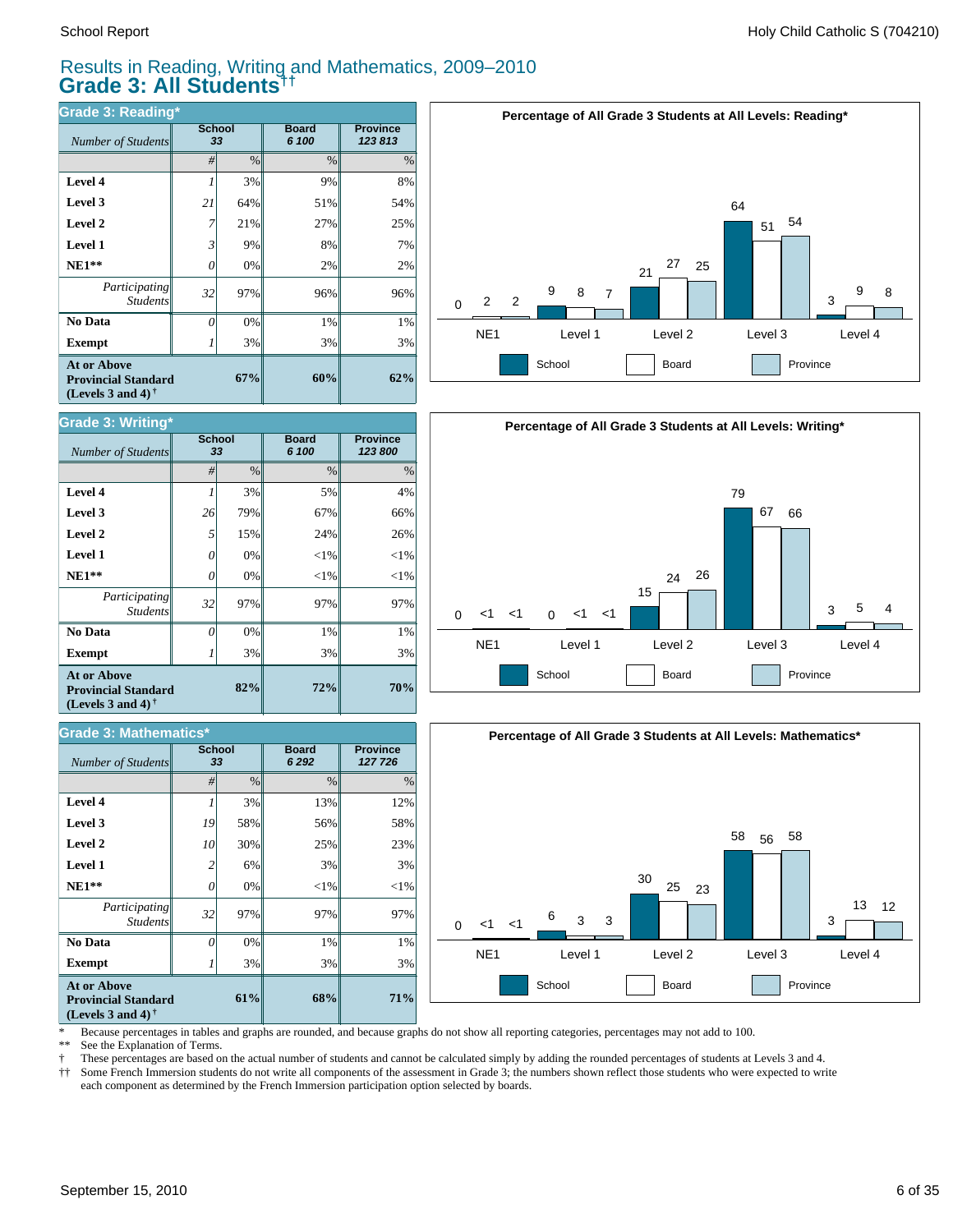# Results in Reading, Writing and Mathematics, 2009–2010

## Grade 3: All Students††

### Grade 3: Reading*

| *Number of Students* | School 33 | | Board 6 100 | Province 123 813 |
|---|---|---|---|---|
| | # | % | % | % |
| **Level 4** | 1 | 3% | 9% | 8% |
| **Level 3** | 21 | 64% | 51% | 54% |
| **Level 2** | 7 | 21% | 27% | 25% |
| **Level 1** | 3 | 9% | 8% | 7% |
| **NE1**** | 0 | 0% | 2% | 2% |
| *Participating Students* | 32 | 97% | 96% | 96% |
| **No Data** | 0 | 0% | 1% | 1% |
| **Exempt** | 1 | 3% | 3% | 3% |
| **At or Above Provincial Standard (Levels 3 and 4)†** | | **67%** | **60%** | **62%** |

**Percentage of All Grade 3 Students at All Levels: Reading***

| | NE1 | Level 1 | Level 2 | Level 3 | Level 4 |
|---|---|---|---|---|---|
| School | 0 | 9 | 21 | 64 | 3 |
| Board | 2 | 8 | 27 | 51 | 9 |
| Province | 2 | 7 | 25 | 54 | 8 |

### Grade 3: Writing*

| *Number of Students* | School 33 | | Board 6 100 | Province 123 800 |
|---|---|---|---|---|
| | # | % | % | % |
| **Level 4** | 1 | 3% | 5% | 4% |
| **Level 3** | 26 | 79% | 67% | 66% |
| **Level 2** | 5 | 15% | 24% | 26% |
| **Level 1** | 0 | 0% | <1% | <1% |
| **NE1**** | 0 | 0% | <1% | <1% |
| *Participating Students* | 32 | 97% | 97% | 97% |
| **No Data** | 0 | 0% | 1% | 1% |
| **Exempt** | 1 | 3% | 3% | 3% |
| **At or Above Provincial Standard (Levels 3 and 4)†** | | **82%** | **72%** | **70%** |

**Percentage of All Grade 3 Students at All Levels: Writing***

| | NE1 | Level 1 | Level 2 | Level 3 | Level 4 |
|---|---|---|---|---|---|
| School | 0 | 0 | 15 | 79 | 3 |
| Board | <1 | <1 | 24 | 67 | 5 |
| Province | <1 | <1 | 26 | 66 | 4 |

### Grade 3: Mathematics*

| *Number of Students* | School 33 | | Board 6 292 | Province 127 726 |
|---|---|---|---|---|
| | # | % | % | % |
| **Level 4** | 1 | 3% | 13% | 12% |
| **Level 3** | 19 | 58% | 56% | 58% |
| **Level 2** | 10 | 30% | 25% | 23% |
| **Level 1** | 2 | 6% | 3% | 3% |
| **NE1**** | 0 | 0% | <1% | <1% |
| *Participating Students* | 32 | 97% | 97% | 97% |
| **No Data** | 0 | 0% | 1% | 1% |
| **Exempt** | 1 | 3% | 3% | 3% |
| **At or Above Provincial Standard (Levels 3 and 4)†** | | **61%** | **68%** | **71%** |

**Percentage of All Grade 3 Students at All Levels: Mathematics***

| | NE1 | Level 1 | Level 2 | Level 3 | Level 4 |
|---|---|---|---|---|---|
| School | 0 | 6 | 30 | 58 | 3 |
| Board | <1 | 3 | 25 | 56 | 13 |
| Province | <1 | 3 | 23 | 58 | 12 |

\* Because percentages in tables and graphs are rounded, and because graphs do not show all reporting categories, percentages may not add to 100.
** See the Explanation of Terms.
† These percentages are based on the actual number of students and cannot be calculated simply by adding the rounded percentages of students at Levels 3 and 4.
†† Some French Immersion students do not write all components of the assessment in Grade 3; the numbers shown reflect those students who were expected to write each component as determined by the French Immersion participation option selected by boards.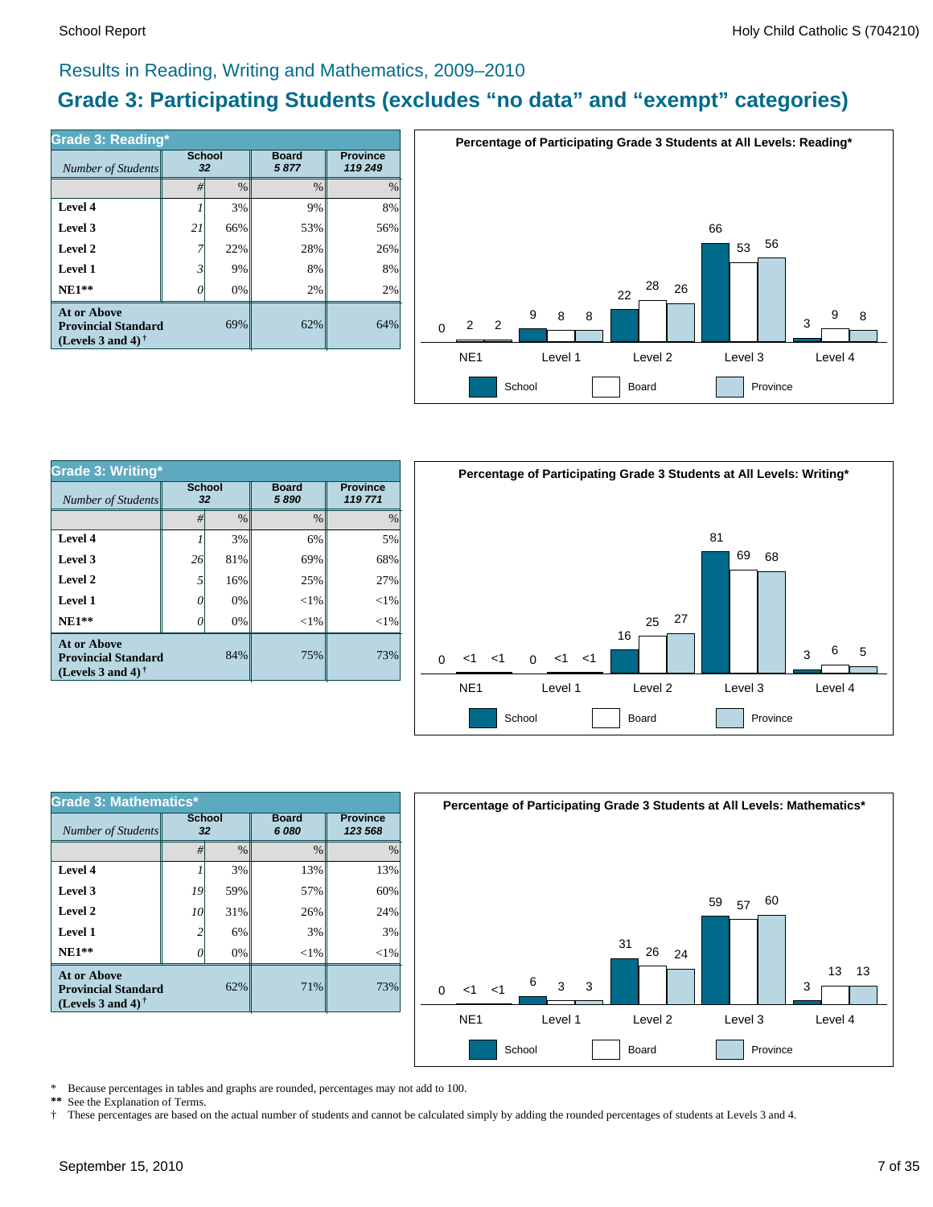## Results in Reading, Writing and Mathematics, 2009–2010

# Grade 3: Participating Students (excludes “no data” and “exempt” categories)

### Grade 3: Reading*

| Number of Students | School 32 | | Board 5 877 | Province 119 249 |
|---|---|---|---|---|
| | # | % | % | % |
| **Level 4** | 1 | 3% | 9% | 8% |
| **Level 3** | 21 | 66% | 53% | 56% |
| **Level 2** | 7 | 22% | 28% | 26% |
| **Level 1** | 3 | 9% | 8% | 8% |
| **NE1**** | 0 | 0% | 2% | 2% |
| **At or Above Provincial Standard (Levels 3 and 4)†** | | 69% | 62% | 64% |

**Percentage of Participating Grade 3 Students at All Levels: Reading***

| | NE1 | Level 1 | Level 2 | Level 3 | Level 4 |
|---|---|---|---|---|---|
| School | 0 | 9 | 22 | 66 | 3 |
| Board | 2 | 8 | 28 | 53 | 9 |
| Province | 2 | 8 | 26 | 56 | 8 |

### Grade 3: Writing*

| Number of Students | School 32 | | Board 5 890 | Province 119 771 |
|---|---|---|---|---|
| | # | % | % | % |
| **Level 4** | 1 | 3% | 6% | 5% |
| **Level 3** | 26 | 81% | 69% | 68% |
| **Level 2** | 5 | 16% | 25% | 27% |
| **Level 1** | 0 | 0% | <1% | <1% |
| **NE1**** | 0 | 0% | <1% | <1% |
| **At or Above Provincial Standard (Levels 3 and 4)†** | | 84% | 75% | 73% |

**Percentage of Participating Grade 3 Students at All Levels: Writing***

| | NE1 | Level 1 | Level 2 | Level 3 | Level 4 |
|---|---|---|---|---|---|
| School | 0 | 0 | 16 | 81 | 3 |
| Board | <1 | <1 | 25 | 69 | 6 |
| Province | <1 | <1 | 27 | 68 | 5 |

### Grade 3: Mathematics*

| Number of Students | School 32 | | Board 6 080 | Province 123 568 |
|---|---|---|---|---|
| | # | % | % | % |
| **Level 4** | 1 | 3% | 13% | 13% |
| **Level 3** | 19 | 59% | 57% | 60% |
| **Level 2** | 10 | 31% | 26% | 24% |
| **Level 1** | 2 | 6% | 3% | 3% |
| **NE1**** | 0 | 0% | <1% | <1% |
| **At or Above Provincial Standard (Levels 3 and 4)†** | | 62% | 71% | 73% |

**Percentage of Participating Grade 3 Students at All Levels: Mathematics***

| | NE1 | Level 1 | Level 2 | Level 3 | Level 4 |
|---|---|---|---|---|---|
| School | 0 | 6 | 31 | 59 | 3 |
| Board | <1 | 3 | 26 | 57 | 13 |
| Province | <1 | 3 | 24 | 60 | 13 |

\* Because percentages in tables and graphs are rounded, percentages may not add to 100.

** See the Explanation of Terms.

† These percentages are based on the actual number of students and cannot be calculated simply by adding the rounded percentages of students at Levels 3 and 4.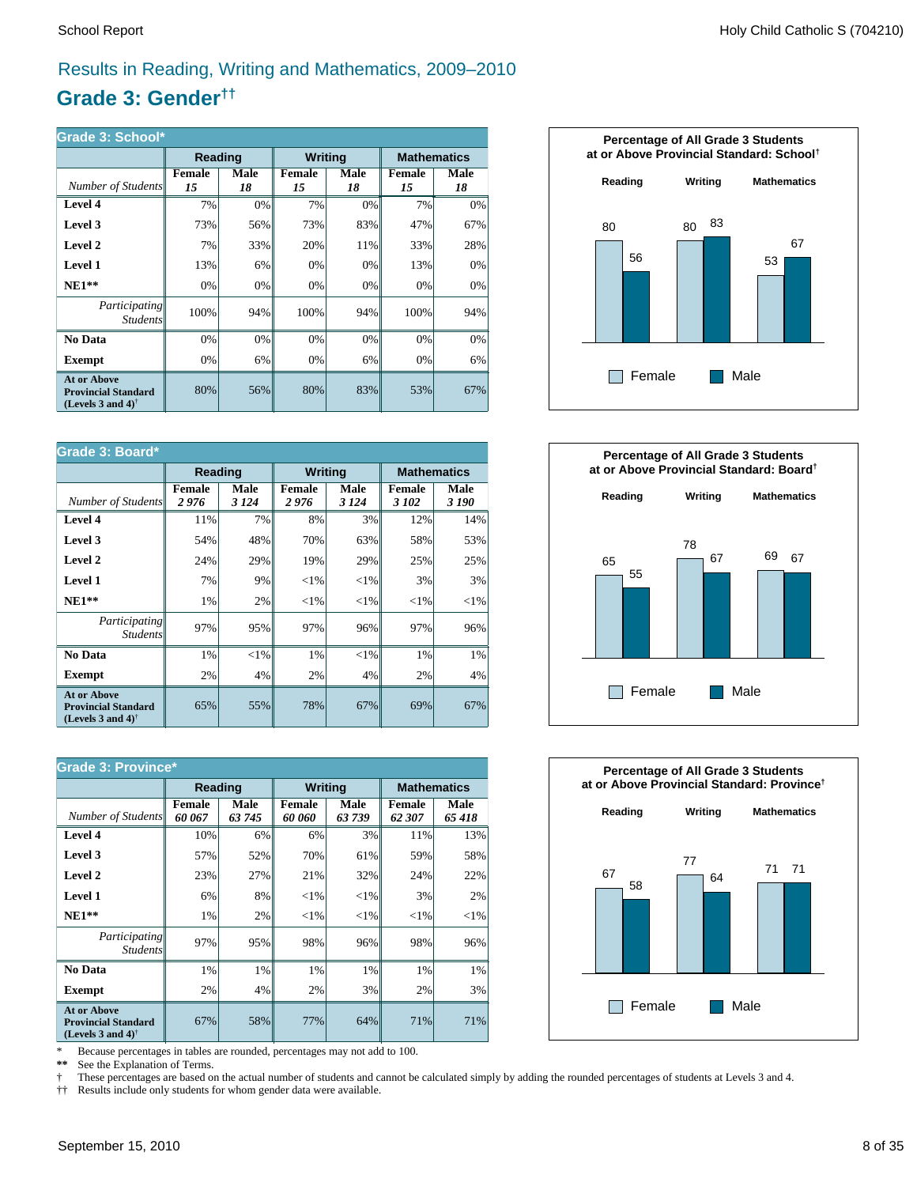## Results in Reading, Writing and Mathematics, 2009–2010

# Grade 3: Gender††

**Grade 3: School***

| | Reading | | Writing | | Mathematics | |
|---|---|---|---|---|---|---|
| *Number of Students* | **Female** *15* | **Male** *18* | **Female** *15* | **Male** *18* | **Female** *15* | **Male** *18* |
| **Level 4** | 7% | 0% | 7% | 0% | 7% | 0% |
| **Level 3** | 73% | 56% | 73% | 83% | 47% | 67% |
| **Level 2** | 7% | 33% | 20% | 11% | 33% | 28% |
| **Level 1** | 13% | 6% | 0% | 0% | 13% | 0% |
| **NE1**** | 0% | 0% | 0% | 0% | 0% | 0% |
| *Participating Students* | 100% | 94% | 100% | 94% | 100% | 94% |
| **No Data** | 0% | 0% | 0% | 0% | 0% | 0% |
| **Exempt** | 0% | 6% | 0% | 6% | 0% | 6% |
| **At or Above Provincial Standard (Levels 3 and 4)†** | 80% | 56% | 80% | 83% | 53% | 67% |

**Percentage of All Grade 3 Students at or Above Provincial Standard: School†**

| | Reading | Writing | Mathematics |
|---|---|---|---|
| Female | 80 | 80 | 53 |
| Male | 56 | 83 | 67 |

**Grade 3: Board***

| | Reading | | Writing | | Mathematics | |
|---|---|---|---|---|---|---|
| *Number of Students* | **Female** *2 976* | **Male** *3 124* | **Female** *2 976* | **Male** *3 124* | **Female** *3 102* | **Male** *3 190* |
| **Level 4** | 11% | 7% | 8% | 3% | 12% | 14% |
| **Level 3** | 54% | 48% | 70% | 63% | 58% | 53% |
| **Level 2** | 24% | 29% | 19% | 29% | 25% | 25% |
| **Level 1** | 7% | 9% | <1% | <1% | 3% | 3% |
| **NE1**** | 1% | 2% | <1% | <1% | <1% | <1% |
| *Participating Students* | 97% | 95% | 97% | 96% | 97% | 96% |
| **No Data** | 1% | <1% | 1% | <1% | 1% | 1% |
| **Exempt** | 2% | 4% | 2% | 4% | 2% | 4% |
| **At or Above Provincial Standard (Levels 3 and 4)†** | 65% | 55% | 78% | 67% | 69% | 67% |

**Percentage of All Grade 3 Students at or Above Provincial Standard: Board†**

| | Reading | Writing | Mathematics |
|---|---|---|---|
| Female | 65 | 78 | 69 |
| Male | 55 | 67 | 67 |

**Grade 3: Province***

| | Reading | | Writing | | Mathematics | |
|---|---|---|---|---|---|---|
| *Number of Students* | **Female** *60 067* | **Male** *63 745* | **Female** *60 060* | **Male** *63 739* | **Female** *62 307* | **Male** *65 418* |
| **Level 4** | 10% | 6% | 6% | 3% | 11% | 13% |
| **Level 3** | 57% | 52% | 70% | 61% | 59% | 58% |
| **Level 2** | 23% | 27% | 21% | 32% | 24% | 22% |
| **Level 1** | 6% | 8% | <1% | <1% | 3% | 2% |
| **NE1**** | 1% | 2% | <1% | <1% | <1% | <1% |
| *Participating Students* | 97% | 95% | 98% | 96% | 98% | 96% |
| **No Data** | 1% | 1% | 1% | 1% | 1% | 1% |
| **Exempt** | 2% | 4% | 2% | 3% | 2% | 3% |
| **At or Above Provincial Standard (Levels 3 and 4)†** | 67% | 58% | 77% | 64% | 71% | 71% |

**Percentage of All Grade 3 Students at or Above Provincial Standard: Province†**

| | Reading | Writing | Mathematics |
|---|---|---|---|
| Female | 67 | 77 | 71 |
| Male | 58 | 64 | 71 |

\* Because percentages in tables are rounded, percentages may not add to 100.
** See the Explanation of Terms.
† These percentages are based on the actual number of students and cannot be calculated simply by adding the rounded percentages of students at Levels 3 and 4.
†† Results include only students for whom gender data were available.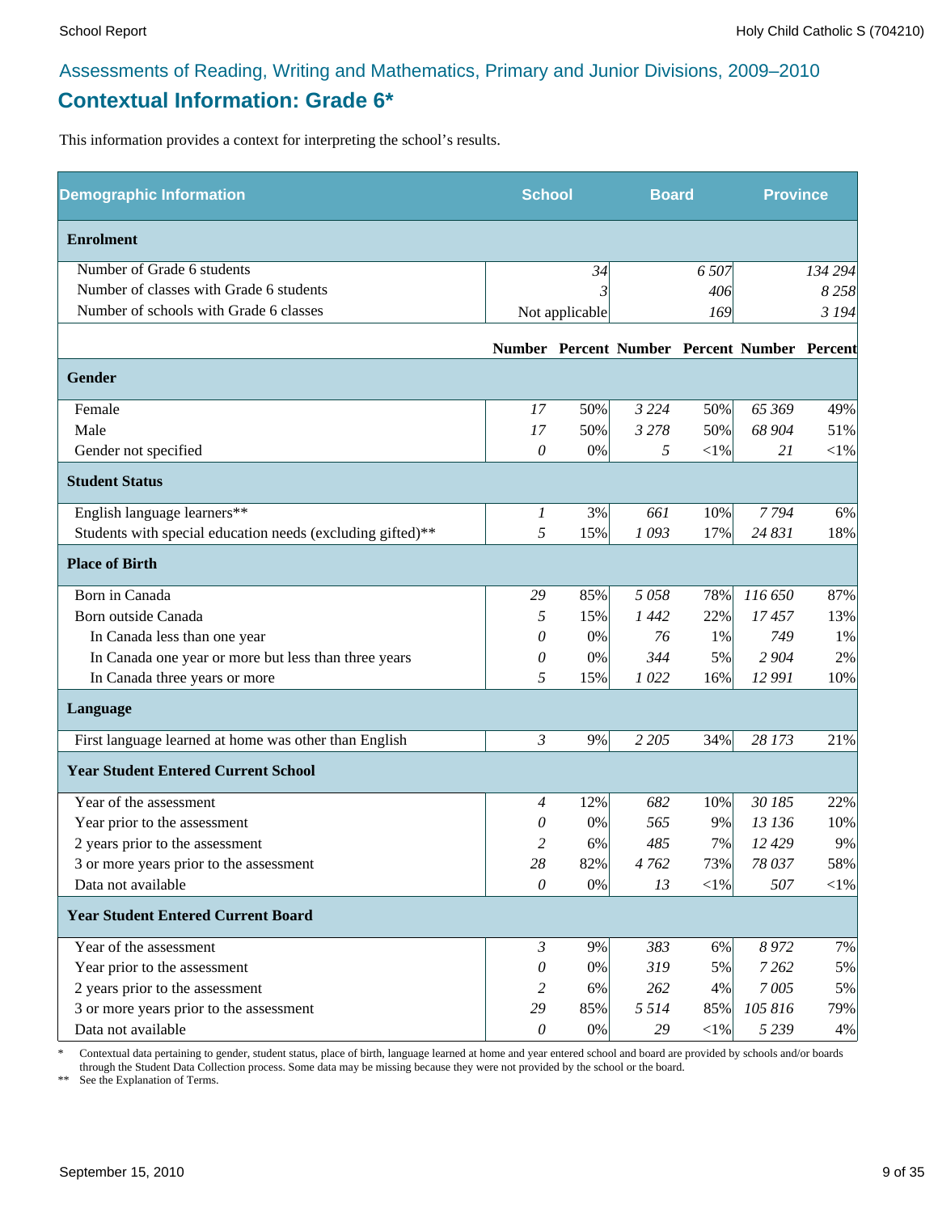Assessments of Reading, Writing and Mathematics, Primary and Junior Divisions, 2009–2010

## Contextual Information: Grade 6*

This information provides a context for interpreting the school's results.

| Demographic Information | School | | Board | | Province | |
|---|---|---|---|---|---|---|
| **Enrolment** | | | | | | |
| Number of Grade 6 students | | 34 | | 6 507 | | 134 294 |
| Number of classes with Grade 6 students | | 3 | | 406 | | 8 258 |
| Number of schools with Grade 6 classes | | Not applicable | | 169 | | 3 194 |
| | **Number** | **Percent** | **Number** | **Percent** | **Number** | **Percent** |
| **Gender** | | | | | | |
| Female | 17 | 50% | 3 224 | 50% | 65 369 | 49% |
| Male | 17 | 50% | 3 278 | 50% | 68 904 | 51% |
| Gender not specified | 0 | 0% | 5 | <1% | 21 | <1% |
| **Student Status** | | | | | | |
| English language learners** | 1 | 3% | 661 | 10% | 7 794 | 6% |
| Students with special education needs (excluding gifted)** | 5 | 15% | 1 093 | 17% | 24 831 | 18% |
| **Place of Birth** | | | | | | |
| Born in Canada | 29 | 85% | 5 058 | 78% | 116 650 | 87% |
| Born outside Canada | 5 | 15% | 1 442 | 22% | 17 457 | 13% |
| In Canada less than one year | 0 | 0% | 76 | 1% | 749 | 1% |
| In Canada one year or more but less than three years | 0 | 0% | 344 | 5% | 2 904 | 2% |
| In Canada three years or more | 5 | 15% | 1 022 | 16% | 12 991 | 10% |
| **Language** | | | | | | |
| First language learned at home was other than English | 3 | 9% | 2 205 | 34% | 28 173 | 21% |
| **Year Student Entered Current School** | | | | | | |
| Year of the assessment | 4 | 12% | 682 | 10% | 30 185 | 22% |
| Year prior to the assessment | 0 | 0% | 565 | 9% | 13 136 | 10% |
| 2 years prior to the assessment | 2 | 6% | 485 | 7% | 12 429 | 9% |
| 3 or more years prior to the assessment | 28 | 82% | 4 762 | 73% | 78 037 | 58% |
| Data not available | 0 | 0% | 13 | <1% | 507 | <1% |
| **Year Student Entered Current Board** | | | | | | |
| Year of the assessment | 3 | 9% | 383 | 6% | 8 972 | 7% |
| Year prior to the assessment | 0 | 0% | 319 | 5% | 7 262 | 5% |
| 2 years prior to the assessment | 2 | 6% | 262 | 4% | 7 005 | 5% |
| 3 or more years prior to the assessment | 29 | 85% | 5 514 | 85% | 105 816 | 79% |
| Data not available | 0 | 0% | 29 | <1% | 5 239 | 4% |

\* Contextual data pertaining to gender, student status, place of birth, language learned at home and year entered school and board are provided by schools and/or boards through the Student Data Collection process. Some data may be missing because they were not provided by the school or the board.

** See the Explanation of Terms.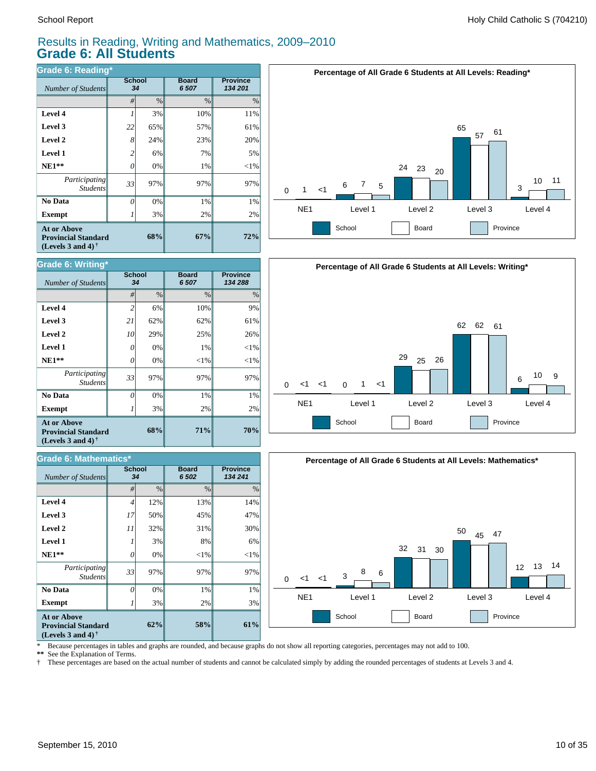# Results in Reading, Writing and Mathematics, 2009–2010
## Grade 6: All Students

### Grade 6: Reading*

| Number of Students | School 34 | | Board 6 507 | Province 134 201 |
|---|---|---|---|---|
| | # | % | % | % |
| **Level 4** | 1 | 3% | 10% | 11% |
| **Level 3** | 22 | 65% | 57% | 61% |
| **Level 2** | 8 | 24% | 23% | 20% |
| **Level 1** | 2 | 6% | 7% | 5% |
| **NE1**** | 0 | 0% | 1% | <1% |
| *Participating Students* | 33 | 97% | 97% | 97% |
| **No Data** | 0 | 0% | 1% | 1% |
| **Exempt** | 1 | 3% | 2% | 2% |
| **At or Above Provincial Standard (Levels 3 and 4)†** | | **68%** | **67%** | **72%** |

**Percentage of All Grade 6 Students at All Levels: Reading***

| | NE1 | Level 1 | Level 2 | Level 3 | Level 4 |
|---|---|---|---|---|---|
| School | 0 | 6 | 24 | 65 | 3 |
| Board | 1 | 7 | 23 | 57 | 10 |
| Province | <1 | 5 | 20 | 61 | 11 |

### Grade 6: Writing*

| Number of Students | School 34 | | Board 6 507 | Province 134 288 |
|---|---|---|---|---|
| | # | % | % | % |
| **Level 4** | 2 | 6% | 10% | 9% |
| **Level 3** | 21 | 62% | 62% | 61% |
| **Level 2** | 10 | 29% | 25% | 26% |
| **Level 1** | 0 | 0% | 1% | <1% |
| **NE1**** | 0 | 0% | <1% | <1% |
| *Participating Students* | 33 | 97% | 97% | 97% |
| **No Data** | 0 | 0% | 1% | 1% |
| **Exempt** | 1 | 3% | 2% | 2% |
| **At or Above Provincial Standard (Levels 3 and 4)†** | | **68%** | **71%** | **70%** |

**Percentage of All Grade 6 Students at All Levels: Writing***

| | NE1 | Level 1 | Level 2 | Level 3 | Level 4 |
|---|---|---|---|---|---|
| School | 0 | 0 | 29 | 62 | 6 |
| Board | <1 | 1 | 25 | 62 | 10 |
| Province | <1 | <1 | 26 | 61 | 9 |

### Grade 6: Mathematics*

| Number of Students | School 34 | | Board 6 502 | Province 134 241 |
|---|---|---|---|---|
| | # | % | % | % |
| **Level 4** | 4 | 12% | 13% | 14% |
| **Level 3** | 17 | 50% | 45% | 47% |
| **Level 2** | 11 | 32% | 31% | 30% |
| **Level 1** | 1 | 3% | 8% | 6% |
| **NE1**** | 0 | 0% | <1% | <1% |
| *Participating Students* | 33 | 97% | 97% | 97% |
| **No Data** | 0 | 0% | 1% | 1% |
| **Exempt** | 1 | 3% | 2% | 3% |
| **At or Above Provincial Standard (Levels 3 and 4)†** | | **62%** | **58%** | **61%** |

**Percentage of All Grade 6 Students at All Levels: Mathematics***

| | NE1 | Level 1 | Level 2 | Level 3 | Level 4 |
|---|---|---|---|---|---|
| School | 0 | 3 | 32 | 50 | 12 |
| Board | <1 | 8 | 31 | 45 | 13 |
| Province | <1 | 6 | 30 | 47 | 14 |

\* Because percentages in tables and graphs are rounded, and because graphs do not show all reporting categories, percentages may not add to 100.

** See the Explanation of Terms.

† These percentages are based on the actual number of students and cannot be calculated simply by adding the rounded percentages of students at Levels 3 and 4.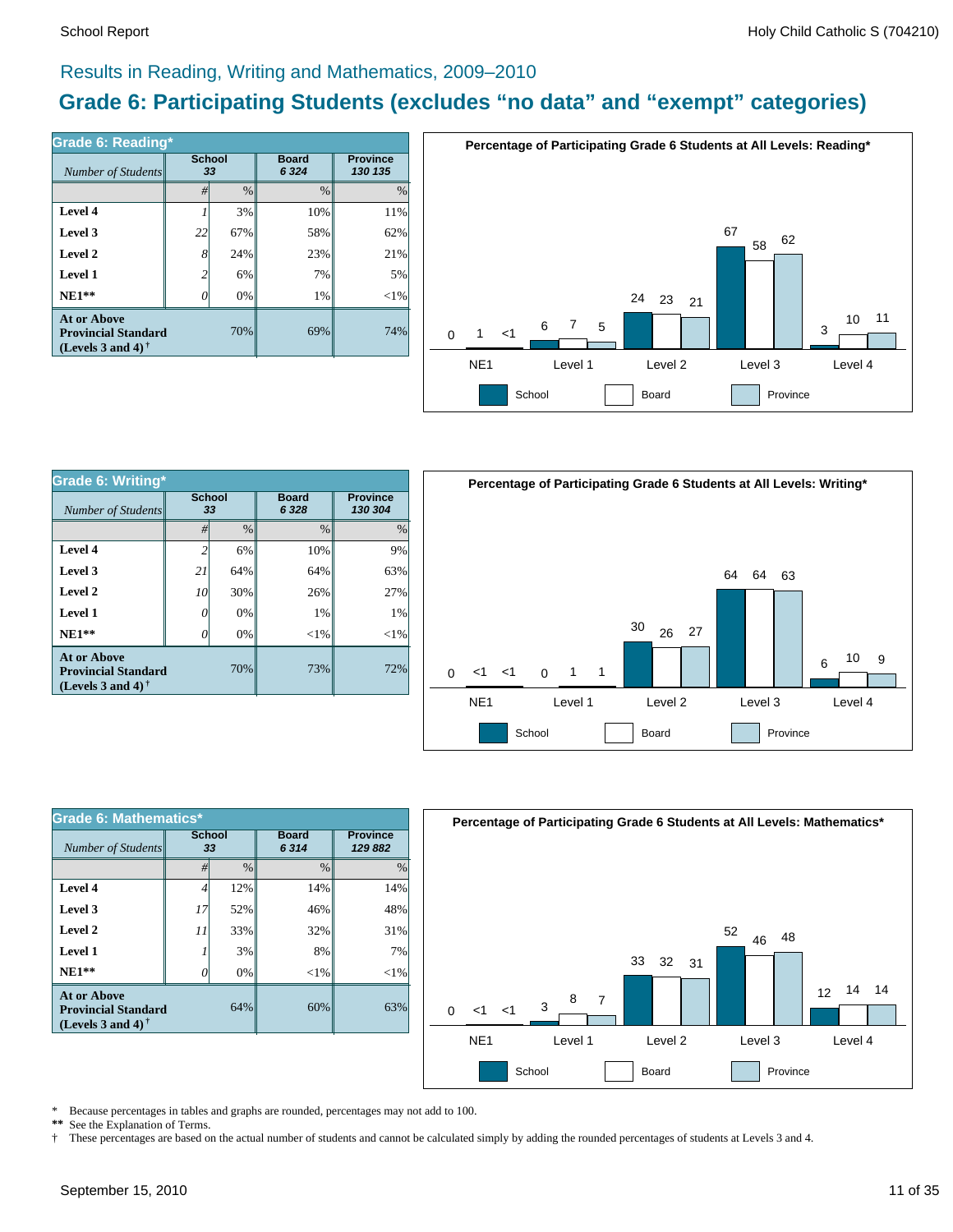## Results in Reading, Writing and Mathematics, 2009–2010

# Grade 6: Participating Students (excludes “no data” and “exempt” categories)

### Grade 6: Reading*

| *Number of Students* | School 33 | | Board 6 324 | Province 130 135 |
|---|---|---|---|---|
| | # | % | % | % |
| **Level 4** | *1* | 3% | 10% | 11% |
| **Level 3** | *22* | 67% | 58% | 62% |
| **Level 2** | *8* | 24% | 23% | 21% |
| **Level 1** | *2* | 6% | 7% | 5% |
| **NE1**** | *0* | 0% | 1% | <1% |
| **At or Above Provincial Standard (Levels 3 and 4)** † | | 70% | 69% | 74% |

**Percentage of Participating Grade 6 Students at All Levels: Reading***

| | School | Board | Province |
|---|---|---|---|
| NE1 | 0 | 1 | <1 |
| Level 1 | 6 | 7 | 5 |
| Level 2 | 24 | 23 | 21 |
| Level 3 | 67 | 58 | 62 |
| Level 4 | 3 | 10 | 11 |

### Grade 6: Writing*

| *Number of Students* | School 33 | | Board 6 328 | Province 130 304 |
|---|---|---|---|---|
| | # | % | % | % |
| **Level 4** | *2* | 6% | 10% | 9% |
| **Level 3** | *21* | 64% | 64% | 63% |
| **Level 2** | *10* | 30% | 26% | 27% |
| **Level 1** | *0* | 0% | 1% | 1% |
| **NE1**** | *0* | 0% | <1% | <1% |
| **At or Above Provincial Standard (Levels 3 and 4)** † | | 70% | 73% | 72% |

**Percentage of Participating Grade 6 Students at All Levels: Writing***

| | School | Board | Province |
|---|---|---|---|
| NE1 | 0 | <1 | <1 |
| Level 1 | 0 | 1 | 1 |
| Level 2 | 30 | 26 | 27 |
| Level 3 | 64 | 64 | 63 |
| Level 4 | 6 | 10 | 9 |

### Grade 6: Mathematics*

| *Number of Students* | School 33 | | Board 6 314 | Province 129 882 |
|---|---|---|---|---|
| | # | % | % | % |
| **Level 4** | *4* | 12% | 14% | 14% |
| **Level 3** | *17* | 52% | 46% | 48% |
| **Level 2** | *11* | 33% | 32% | 31% |
| **Level 1** | *1* | 3% | 8% | 7% |
| **NE1**** | *0* | 0% | <1% | <1% |
| **At or Above Provincial Standard (Levels 3 and 4)** † | | 64% | 60% | 63% |

**Percentage of Participating Grade 6 Students at All Levels: Mathematics***

| | School | Board | Province |
|---|---|---|---|
| NE1 | 0 | <1 | <1 |
| Level 1 | 3 | 8 | 7 |
| Level 2 | 33 | 32 | 31 |
| Level 3 | 52 | 46 | 48 |
| Level 4 | 12 | 14 | 14 |

\* Because percentages in tables and graphs are rounded, percentages may not add to 100.

** See the Explanation of Terms.

† These percentages are based on the actual number of students and cannot be calculated simply by adding the rounded percentages of students at Levels 3 and 4.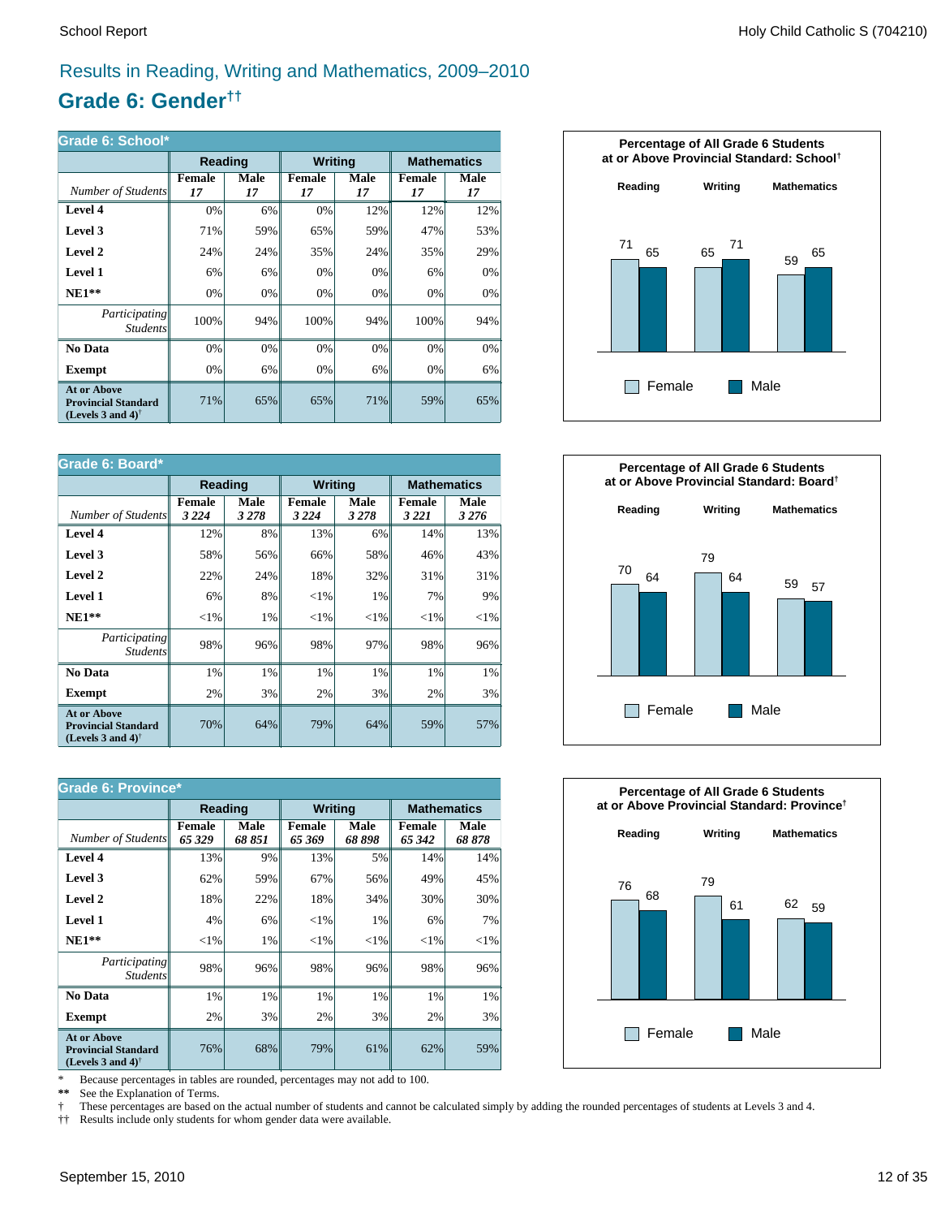# Results in Reading, Writing and Mathematics, 2009–2010

## Grade 6: Gender††

### Grade 6: School*

| | Reading | | Writing | | Mathematics | |
|---|---|---|---|---|---|---|
| *Number of Students* | Female *17* | Male *17* | Female *17* | Male *17* | Female *17* | Male *17* |
| **Level 4** | 0% | 6% | 0% | 12% | 12% | 12% |
| **Level 3** | 71% | 59% | 65% | 59% | 47% | 53% |
| **Level 2** | 24% | 24% | 35% | 24% | 35% | 29% |
| **Level 1** | 6% | 6% | 0% | 0% | 6% | 0% |
| **NE1**** | 0% | 0% | 0% | 0% | 0% | 0% |
| *Participating Students* | 100% | 94% | 100% | 94% | 100% | 94% |
| **No Data** | 0% | 0% | 0% | 0% | 0% | 0% |
| **Exempt** | 0% | 6% | 0% | 6% | 0% | 6% |
| **At or Above Provincial Standard (Levels 3 and 4)†** | 71% | 65% | 65% | 71% | 59% | 65% |

**Percentage of All Grade 6 Students at or Above Provincial Standard: School†**

| | Reading | Writing | Mathematics |
|---|---|---|---|
| Female | 71 | 65 | 59 |
| Male | 65 | 71 | 65 |

### Grade 6: Board*

| | Reading | | Writing | | Mathematics | |
|---|---|---|---|---|---|---|
| *Number of Students* | Female *3 224* | Male *3 278* | Female *3 224* | Male *3 278* | Female *3 221* | Male *3 276* |
| **Level 4** | 12% | 8% | 13% | 6% | 14% | 13% |
| **Level 3** | 58% | 56% | 66% | 58% | 46% | 43% |
| **Level 2** | 22% | 24% | 18% | 32% | 31% | 31% |
| **Level 1** | 6% | 8% | <1% | 1% | 7% | 9% |
| **NE1**** | <1% | 1% | <1% | <1% | <1% | <1% |
| *Participating Students* | 98% | 96% | 98% | 97% | 98% | 96% |
| **No Data** | 1% | 1% | 1% | 1% | 1% | 1% |
| **Exempt** | 2% | 3% | 2% | 3% | 2% | 3% |
| **At or Above Provincial Standard (Levels 3 and 4)†** | 70% | 64% | 79% | 64% | 59% | 57% |

**Percentage of All Grade 6 Students at or Above Provincial Standard: Board†**

| | Reading | Writing | Mathematics |
|---|---|---|---|
| Female | 70 | 79 | 59 |
| Male | 64 | 64 | 57 |

### Grade 6: Province*

| | Reading | | Writing | | Mathematics | |
|---|---|---|---|---|---|---|
| *Number of Students* | Female *65 329* | Male *68 851* | Female *65 369* | Male *68 898* | Female *65 342* | Male *68 878* |
| **Level 4** | 13% | 9% | 13% | 5% | 14% | 14% |
| **Level 3** | 62% | 59% | 67% | 56% | 49% | 45% |
| **Level 2** | 18% | 22% | 18% | 34% | 30% | 30% |
| **Level 1** | 4% | 6% | <1% | 1% | 6% | 7% |
| **NE1**** | <1% | 1% | <1% | <1% | <1% | <1% |
| *Participating Students* | 98% | 96% | 98% | 96% | 98% | 96% |
| **No Data** | 1% | 1% | 1% | 1% | 1% | 1% |
| **Exempt** | 2% | 3% | 2% | 3% | 2% | 3% |
| **At or Above Provincial Standard (Levels 3 and 4)†** | 76% | 68% | 79% | 61% | 62% | 59% |

**Percentage of All Grade 6 Students at or Above Provincial Standard: Province†**

| | Reading | Writing | Mathematics |
|---|---|---|---|
| Female | 76 | 79 | 62 |
| Male | 68 | 61 | 59 |

\* Because percentages in tables are rounded, percentages may not add to 100.

** See the Explanation of Terms.

† These percentages are based on the actual number of students and cannot be calculated simply by adding the rounded percentages of students at Levels 3 and 4.

†† Results include only students for whom gender data were available.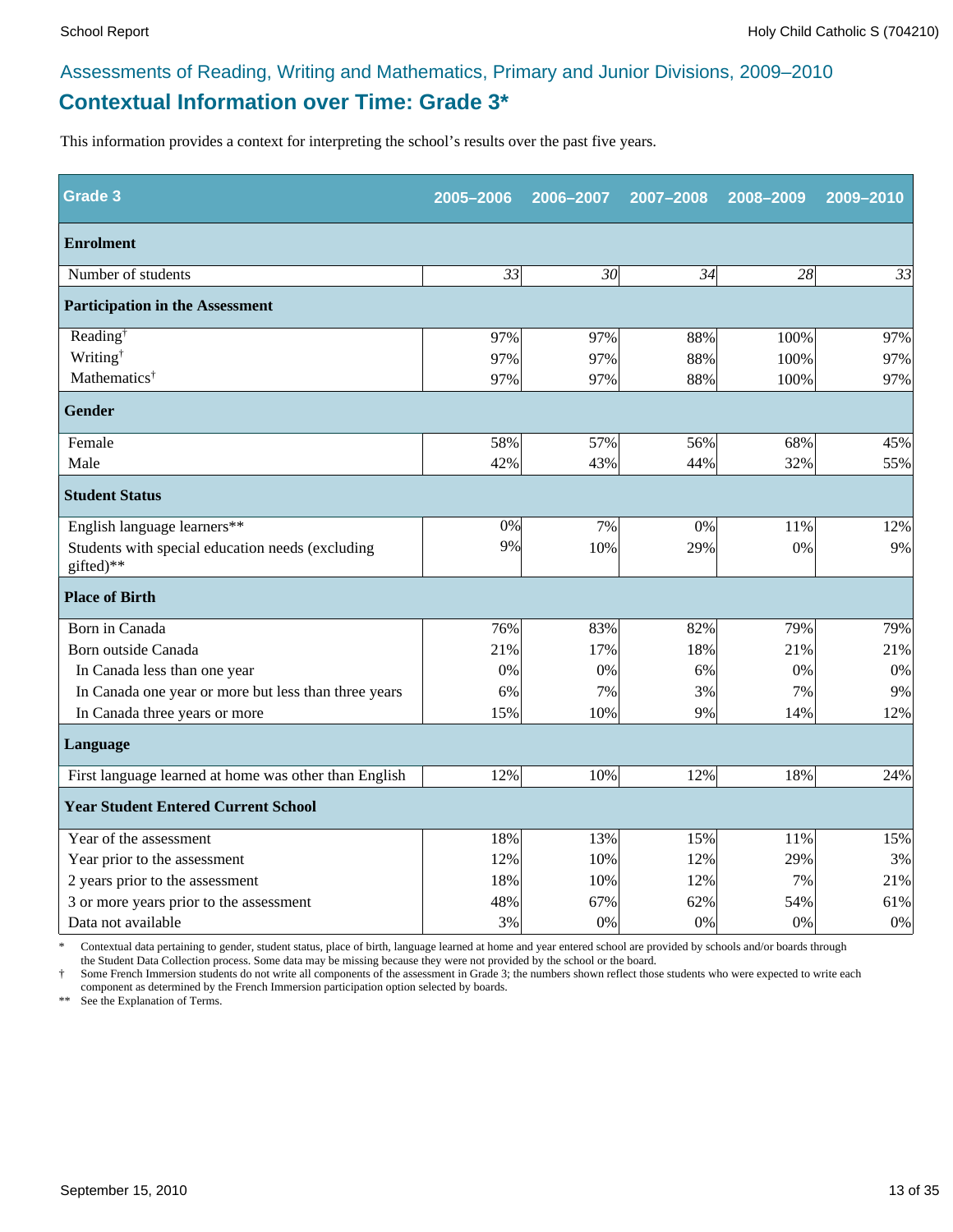Assessments of Reading, Writing and Mathematics, Primary and Junior Divisions, 2009–2010

## Contextual Information over Time: Grade 3*

This information provides a context for interpreting the school's results over the past five years.

| Grade 3 | 2005–2006 | 2006–2007 | 2007–2008 | 2008–2009 | 2009–2010 |
|---|---|---|---|---|---|
| **Enrolment** | | | | | |
| Number of students | *33* | *30* | *34* | *28* | *33* |
| **Participation in the Assessment** | | | | | |
| Reading† | 97% | 97% | 88% | 100% | 97% |
| Writing† | 97% | 97% | 88% | 100% | 97% |
| Mathematics† | 97% | 97% | 88% | 100% | 97% |
| **Gender** | | | | | |
| Female | 58% | 57% | 56% | 68% | 45% |
| Male | 42% | 43% | 44% | 32% | 55% |
| **Student Status** | | | | | |
| English language learners** | 0% | 7% | 0% | 11% | 12% |
| Students with special education needs (excluding gifted)** | 9% | 10% | 29% | 0% | 9% |
| **Place of Birth** | | | | | |
| Born in Canada | 76% | 83% | 82% | 79% | 79% |
| Born outside Canada | 21% | 17% | 18% | 21% | 21% |
| In Canada less than one year | 0% | 0% | 6% | 0% | 0% |
| In Canada one year or more but less than three years | 6% | 7% | 3% | 7% | 9% |
| In Canada three years or more | 15% | 10% | 9% | 14% | 12% |
| **Language** | | | | | |
| First language learned at home was other than English | 12% | 10% | 12% | 18% | 24% |
| **Year Student Entered Current School** | | | | | |
| Year of the assessment | 18% | 13% | 15% | 11% | 15% |
| Year prior to the assessment | 12% | 10% | 12% | 29% | 3% |
| 2 years prior to the assessment | 18% | 10% | 12% | 7% | 21% |
| 3 or more years prior to the assessment | 48% | 67% | 62% | 54% | 61% |
| Data not available | 3% | 0% | 0% | 0% | 0% |

\* Contextual data pertaining to gender, student status, place of birth, language learned at home and year entered school are provided by schools and/or boards through the Student Data Collection process. Some data may be missing because they were not provided by the school or the board.

† Some French Immersion students do not write all components of the assessment in Grade 3; the numbers shown reflect those students who were expected to write each component as determined by the French Immersion participation option selected by boards.

** See the Explanation of Terms.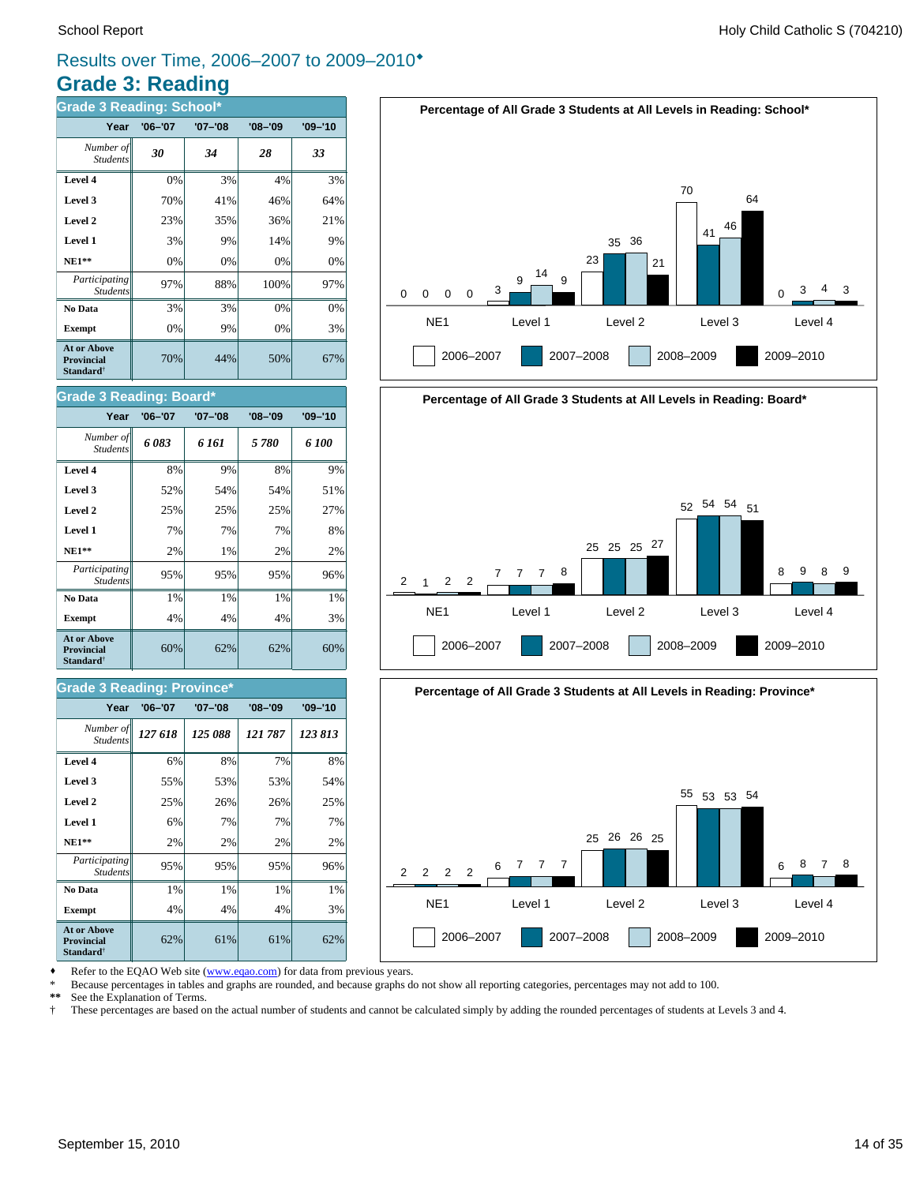## Results over Time, 2006–2007 to 2009–2010♦

# Grade 3: Reading

### Grade 3 Reading: School*

| Year | '06–'07 | '07–'08 | '08–'09 | '09–'10 |
|---|---|---|---|---|
| *Number of Students* | ***30*** | ***34*** | ***28*** | ***33*** |
| **Level 4** | 0% | 3% | 4% | 3% |
| **Level 3** | 70% | 41% | 46% | 64% |
| **Level 2** | 23% | 35% | 36% | 21% |
| **Level 1** | 3% | 9% | 14% | 9% |
| **NE1**** | 0% | 0% | 0% | 0% |
| *Participating Students* | 97% | 88% | 100% | 97% |
| **No Data** | 3% | 3% | 0% | 0% |
| **Exempt** | 0% | 9% | 0% | 3% |
| **At or Above Provincial Standard†** | 70% | 44% | 50% | 67% |

**Percentage of All Grade 3 Students at All Levels in Reading: School***

| | NE1 | Level 1 | Level 2 | Level 3 | Level 4 |
|---|---|---|---|---|---|
| 2006–2007 | 0 | 3 | 23 | 70 | 0 |
| 2007–2008 | 0 | 9 | 35 | 41 | 3 |
| 2008–2009 | 0 | 14 | 36 | 46 | 4 |
| 2009–2010 | 0 | 9 | 21 | 64 | 3 |

### Grade 3 Reading: Board*

| Year | '06–'07 | '07–'08 | '08–'09 | '09–'10 |
|---|---|---|---|---|
| *Number of Students* | ***6 083*** | ***6 161*** | ***5 780*** | ***6 100*** |
| **Level 4** | 8% | 9% | 8% | 9% |
| **Level 3** | 52% | 54% | 54% | 51% |
| **Level 2** | 25% | 25% | 25% | 27% |
| **Level 1** | 7% | 7% | 7% | 8% |
| **NE1**** | 2% | 1% | 2% | 2% |
| *Participating Students* | 95% | 95% | 95% | 96% |
| **No Data** | 1% | 1% | 1% | 1% |
| **Exempt** | 4% | 4% | 4% | 3% |
| **At or Above Provincial Standard†** | 60% | 62% | 62% | 60% |

**Percentage of All Grade 3 Students at All Levels in Reading: Board***

| | NE1 | Level 1 | Level 2 | Level 3 | Level 4 |
|---|---|---|---|---|---|
| 2006–2007 | 2 | 7 | 25 | 52 | 8 |
| 2007–2008 | 1 | 7 | 25 | 54 | 9 |
| 2008–2009 | 2 | 7 | 25 | 54 | 8 |
| 2009–2010 | 2 | 8 | 27 | 51 | 9 |

### Grade 3 Reading: Province*

| Year | '06–'07 | '07–'08 | '08–'09 | '09–'10 |
|---|---|---|---|---|
| *Number of Students* | ***127 618*** | ***125 088*** | ***121 787*** | ***123 813*** |
| **Level 4** | 6% | 8% | 7% | 8% |
| **Level 3** | 55% | 53% | 53% | 54% |
| **Level 2** | 25% | 26% | 26% | 25% |
| **Level 1** | 6% | 7% | 7% | 7% |
| **NE1**** | 2% | 2% | 2% | 2% |
| *Participating Students* | 95% | 95% | 95% | 96% |
| **No Data** | 1% | 1% | 1% | 1% |
| **Exempt** | 4% | 4% | 4% | 3% |
| **At or Above Provincial Standard†** | 62% | 61% | 61% | 62% |

**Percentage of All Grade 3 Students at All Levels in Reading: Province***

| | NE1 | Level 1 | Level 2 | Level 3 | Level 4 |
|---|---|---|---|---|---|
| 2006–2007 | 2 | 6 | 25 | 55 | 6 |
| 2007–2008 | 2 | 7 | 26 | 53 | 8 |
| 2008–2009 | 2 | 7 | 26 | 53 | 7 |
| 2009–2010 | 2 | 7 | 25 | 54 | 8 |

♦ Refer to the EQAO Web site (www.eqao.com) for data from previous years.

\* Because percentages in tables and graphs are rounded, and because graphs do not show all reporting categories, percentages may not add to 100.

** See the Explanation of Terms.

† These percentages are based on the actual number of students and cannot be calculated simply by adding the rounded percentages of students at Levels 3 and 4.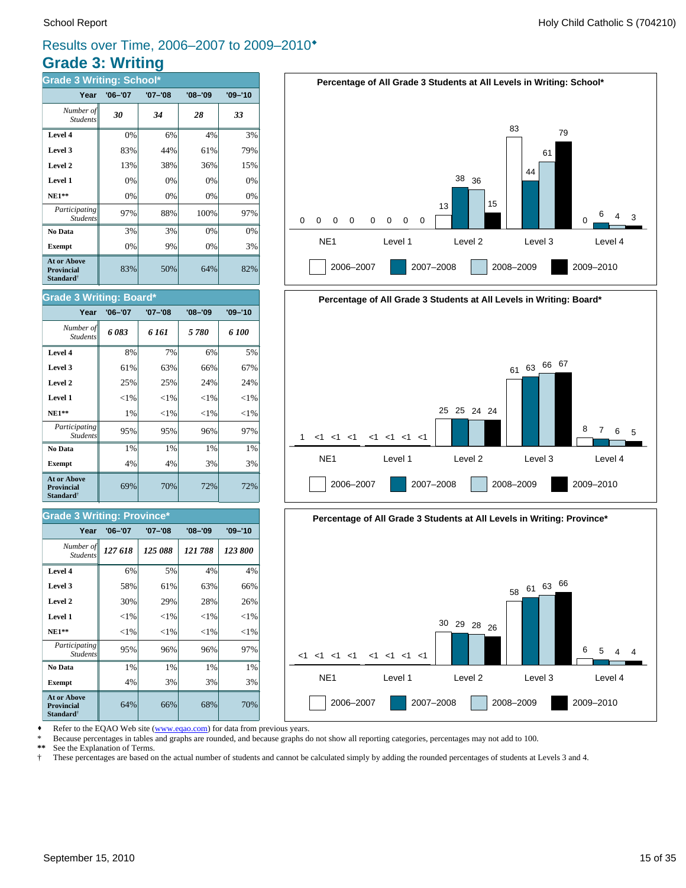Results over Time, 2006–2007 to 2009–2010♦

# Grade 3: Writing

## Grade 3 Writing: School*

| Year | '06–'07 | '07–'08 | '08–'09 | '09–'10 |
|---|---|---|---|---|
| *Number of Students* | *30* | *34* | *28* | *33* |
| **Level 4** | 0% | 6% | 4% | 3% |
| **Level 3** | 83% | 44% | 61% | 79% |
| **Level 2** | 13% | 38% | 36% | 15% |
| **Level 1** | 0% | 0% | 0% | 0% |
| **NE1**** | 0% | 0% | 0% | 0% |
| *Participating Students* | 97% | 88% | 100% | 97% |
| **No Data** | 3% | 3% | 0% | 0% |
| **Exempt** | 0% | 9% | 0% | 3% |
| **At or Above Provincial Standard**† | 83% | 50% | 64% | 82% |

## Grade 3 Writing: Board*

| Year | '06–'07 | '07–'08 | '08–'09 | '09–'10 |
|---|---|---|---|---|
| *Number of Students* | *6 083* | *6 161* | *5 780* | *6 100* |
| **Level 4** | 8% | 7% | 6% | 5% |
| **Level 3** | 61% | 63% | 66% | 67% |
| **Level 2** | 25% | 25% | 24% | 24% |
| **Level 1** | <1% | <1% | <1% | <1% |
| **NE1**** | 1% | <1% | <1% | <1% |
| *Participating Students* | 95% | 95% | 96% | 97% |
| **No Data** | 1% | 1% | 1% | 1% |
| **Exempt** | 4% | 4% | 3% | 3% |
| **At or Above Provincial Standard**† | 69% | 70% | 72% | 72% |

## Grade 3 Writing: Province*

| Year | '06–'07 | '07–'08 | '08–'09 | '09–'10 |
|---|---|---|---|---|
| *Number of Students* | *127 618* | *125 088* | *121 788* | *123 800* |
| **Level 4** | 6% | 5% | 4% | 4% |
| **Level 3** | 58% | 61% | 63% | 66% |
| **Level 2** | 30% | 29% | 28% | 26% |
| **Level 1** | <1% | <1% | <1% | <1% |
| **NE1**** | <1% | <1% | <1% | <1% |
| *Participating Students* | 95% | 96% | 96% | 97% |
| **No Data** | 1% | 1% | 1% | 1% |
| **Exempt** | 4% | 3% | 3% | 3% |
| **At or Above Provincial Standard**† | 64% | 66% | 68% | 70% |

**Percentage of All Grade 3 Students at All Levels in Writing: School***

| | NE1 | Level 1 | Level 2 | Level 3 | Level 4 |
|---|---|---|---|---|---|
| 2006–2007 | 0 | 0 | 13 | 83 | 0 |
| 2007–2008 | 0 | 0 | 38 | 44 | 6 |
| 2008–2009 | 0 | 0 | 36 | 61 | 4 |
| 2009–2010 | 0 | 0 | 15 | 79 | 3 |

**Percentage of All Grade 3 Students at All Levels in Writing: Board***

| | NE1 | Level 1 | Level 2 | Level 3 | Level 4 |
|---|---|---|---|---|---|
| 2006–2007 | 1 | <1 | 25 | 61 | 8 |
| 2007–2008 | <1 | <1 | 25 | 63 | 7 |
| 2008–2009 | <1 | <1 | 24 | 66 | 6 |
| 2009–2010 | <1 | <1 | 24 | 67 | 5 |

**Percentage of All Grade 3 Students at All Levels in Writing: Province***

| | NE1 | Level 1 | Level 2 | Level 3 | Level 4 |
|---|---|---|---|---|---|
| 2006–2007 | <1 | <1 | 30 | 58 | 6 |
| 2007–2008 | <1 | <1 | 29 | 61 | 5 |
| 2008–2009 | <1 | <1 | 28 | 63 | 4 |
| 2009–2010 | <1 | <1 | 26 | 66 | 4 |

♦ Refer to the EQAO Web site (www.eqao.com) for data from previous years.
\* Because percentages in tables and graphs are rounded, and because graphs do not show all reporting categories, percentages may not add to 100.
** See the Explanation of Terms.
† These percentages are based on the actual number of students and cannot be calculated simply by adding the rounded percentages of students at Levels 3 and 4.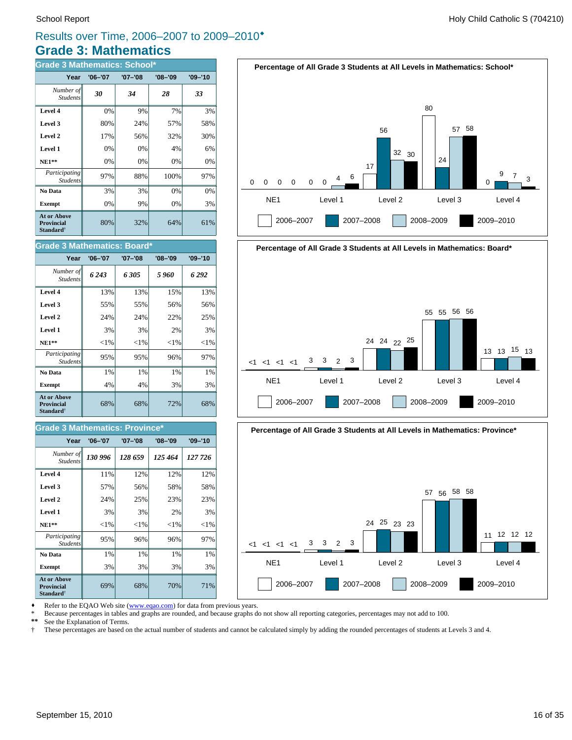# Results over Time, 2006–2007 to 2009–2010♦

## Grade 3: Mathematics

### Grade 3 Mathematics: School*

| Year | '06–'07 | '07–'08 | '08–'09 | '09–'10 |
|---|---|---|---|---|
| *Number of Students* | *30* | *34* | *28* | *33* |
| **Level 4** | 0% | 9% | 7% | 3% |
| **Level 3** | 80% | 24% | 57% | 58% |
| **Level 2** | 17% | 56% | 32% | 30% |
| **Level 1** | 0% | 0% | 4% | 6% |
| **NE1**** | 0% | 0% | 0% | 0% |
| *Participating Students* | 97% | 88% | 100% | 97% |
| **No Data** | 3% | 3% | 0% | 0% |
| **Exempt** | 0% | 9% | 0% | 3% |
| **At or Above Provincial Standard†** | 80% | 32% | 64% | 61% |

### Grade 3 Mathematics: Board*

| Year | '06–'07 | '07–'08 | '08–'09 | '09–'10 |
|---|---|---|---|---|
| *Number of Students* | *6 243* | *6 305* | *5 960* | *6 292* |
| **Level 4** | 13% | 13% | 15% | 13% |
| **Level 3** | 55% | 55% | 56% | 56% |
| **Level 2** | 24% | 24% | 22% | 25% |
| **Level 1** | 3% | 3% | 2% | 3% |
| **NE1**** | <1% | <1% | <1% | <1% |
| *Participating Students* | 95% | 95% | 96% | 97% |
| **No Data** | 1% | 1% | 1% | 1% |
| **Exempt** | 4% | 4% | 3% | 3% |
| **At or Above Provincial Standard†** | 68% | 68% | 72% | 68% |

### Grade 3 Mathematics: Province*

| Year | '06–'07 | '07–'08 | '08–'09 | '09–'10 |
|---|---|---|---|---|
| *Number of Students* | *130 996* | *128 659* | *125 464* | *127 726* |
| **Level 4** | 11% | 12% | 12% | 12% |
| **Level 3** | 57% | 56% | 58% | 58% |
| **Level 2** | 24% | 25% | 23% | 23% |
| **Level 1** | 3% | 3% | 2% | 3% |
| **NE1**** | <1% | <1% | <1% | <1% |
| *Participating Students* | 95% | 96% | 96% | 97% |
| **No Data** | 1% | 1% | 1% | 1% |
| **Exempt** | 3% | 3% | 3% | 3% |
| **At or Above Provincial Standard†** | 69% | 68% | 70% | 71% |

**Percentage of All Grade 3 Students at All Levels in Mathematics: School***

| | NE1 | Level 1 | Level 2 | Level 3 | Level 4 |
|---|---|---|---|---|---|
| 2006–2007 | 0 | 0 | 17 | 80 | 0 |
| 2007–2008 | 0 | 0 | 56 | 24 | 9 |
| 2008–2009 | 0 | 4 | 32 | 57 | 7 |
| 2009–2010 | 0 | 6 | 30 | 58 | 3 |

**Percentage of All Grade 3 Students at All Levels in Mathematics: Board***

| | NE1 | Level 1 | Level 2 | Level 3 | Level 4 |
|---|---|---|---|---|---|
| 2006–2007 | <1 | 3 | 24 | 55 | 13 |
| 2007–2008 | <1 | 3 | 24 | 55 | 13 |
| 2008–2009 | <1 | 2 | 22 | 56 | 15 |
| 2009–2010 | <1 | 3 | 25 | 56 | 13 |

**Percentage of All Grade 3 Students at All Levels in Mathematics: Province***

| | NE1 | Level 1 | Level 2 | Level 3 | Level 4 |
|---|---|---|---|---|---|
| 2006–2007 | <1 | 3 | 24 | 57 | 11 |
| 2007–2008 | <1 | 3 | 25 | 56 | 12 |
| 2008–2009 | <1 | 2 | 23 | 58 | 12 |
| 2009–2010 | <1 | 3 | 23 | 58 | 12 |

♦ Refer to the EQAO Web site (www.eqao.com) for data from previous years.
\* Because percentages in tables and graphs are rounded, and because graphs do not show all reporting categories, percentages may not add to 100.
** See the Explanation of Terms.
† These percentages are based on the actual number of students and cannot be calculated simply by adding the rounded percentages of students at Levels 3 and 4.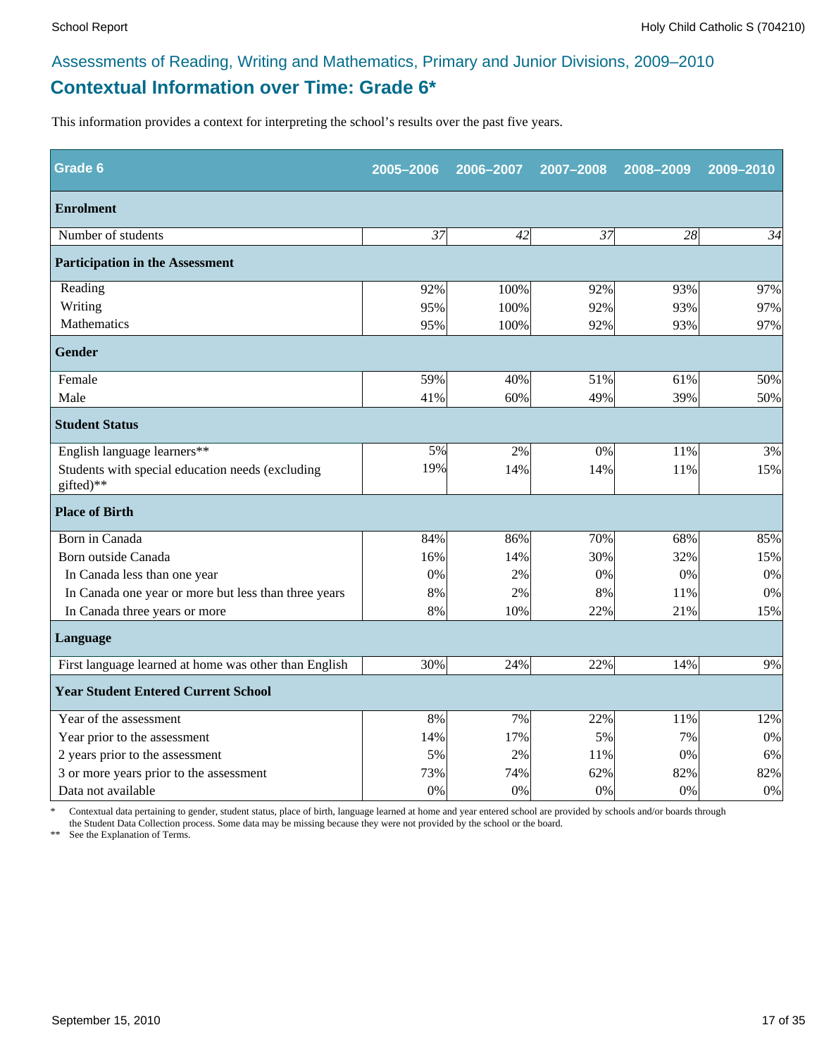## Assessments of Reading, Writing and Mathematics, Primary and Junior Divisions, 2009–2010

# Contextual Information over Time: Grade 6*

This information provides a context for interpreting the school's results over the past five years.

| Grade 6 | 2005–2006 | 2006–2007 | 2007–2008 | 2008–2009 | 2009–2010 |
|---|---|---|---|---|---|
| **Enrolment** | | | | | |
| Number of students | *37* | *42* | *37* | *28* | *34* |
| **Participation in the Assessment** | | | | | |
| Reading | 92% | 100% | 92% | 93% | 97% |
| Writing | 95% | 100% | 92% | 93% | 97% |
| Mathematics | 95% | 100% | 92% | 93% | 97% |
| **Gender** | | | | | |
| Female | 59% | 40% | 51% | 61% | 50% |
| Male | 41% | 60% | 49% | 39% | 50% |
| **Student Status** | | | | | |
| English language learners** | 5% | 2% | 0% | 11% | 3% |
| Students with special education needs (excluding gifted)** | 19% | 14% | 14% | 11% | 15% |
| **Place of Birth** | | | | | |
| Born in Canada | 84% | 86% | 70% | 68% | 85% |
| Born outside Canada | 16% | 14% | 30% | 32% | 15% |
| In Canada less than one year | 0% | 2% | 0% | 0% | 0% |
| In Canada one year or more but less than three years | 8% | 2% | 8% | 11% | 0% |
| In Canada three years or more | 8% | 10% | 22% | 21% | 15% |
| **Language** | | | | | |
| First language learned at home was other than English | 30% | 24% | 22% | 14% | 9% |
| **Year Student Entered Current School** | | | | | |
| Year of the assessment | 8% | 7% | 22% | 11% | 12% |
| Year prior to the assessment | 14% | 17% | 5% | 7% | 0% |
| 2 years prior to the assessment | 5% | 2% | 11% | 0% | 6% |
| 3 or more years prior to the assessment | 73% | 74% | 62% | 82% | 82% |
| Data not available | 0% | 0% | 0% | 0% | 0% |

\* Contextual data pertaining to gender, student status, place of birth, language learned at home and year entered school are provided by schools and/or boards through the Student Data Collection process. Some data may be missing because they were not provided by the school or the board.

\** See the Explanation of Terms.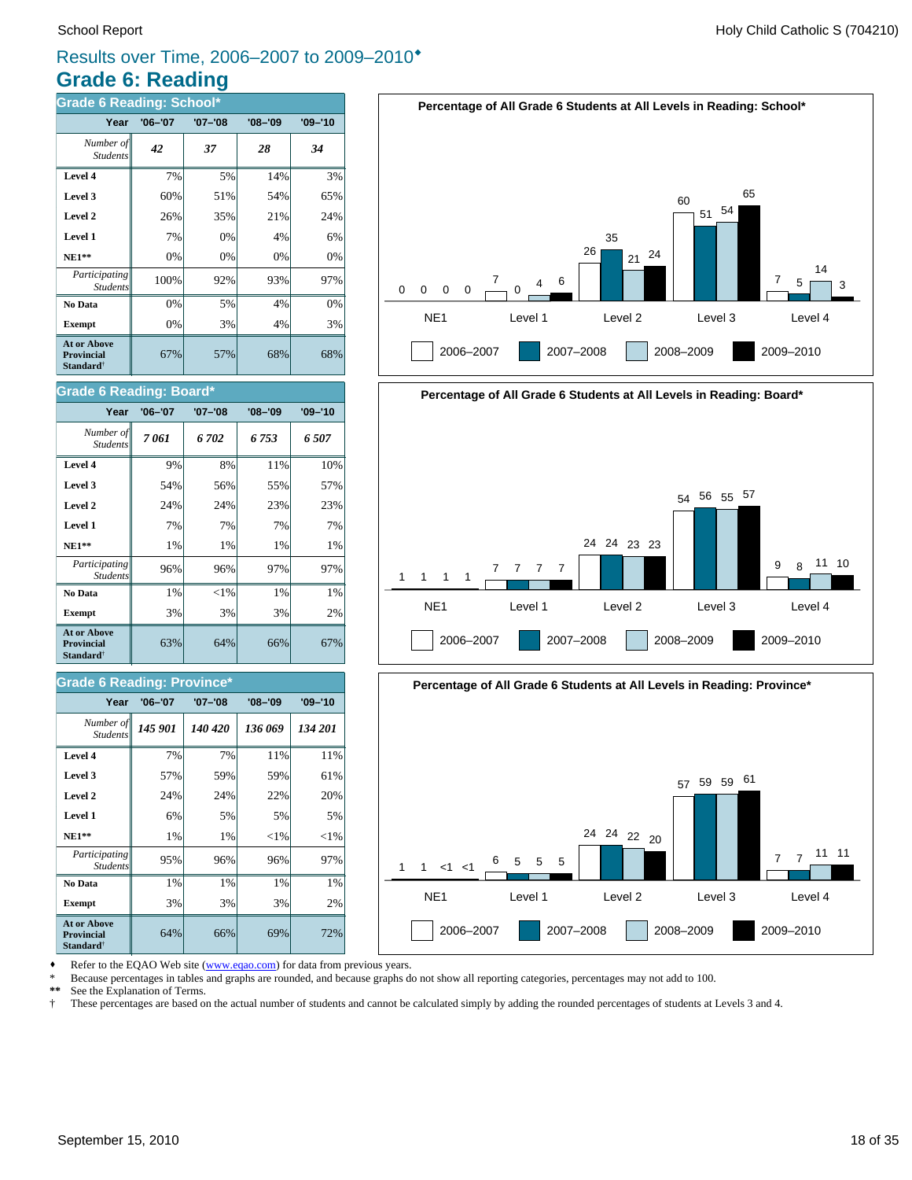# Results over Time, 2006–2007 to 2009–2010♦

## Grade 6: Reading

### Grade 6 Reading: School*

| Year | '06–'07 | '07–'08 | '08–'09 | '09–'10 |
|---|---|---|---|---|
| *Number of Students* | ***42*** | ***37*** | ***28*** | ***34*** |
| **Level 4** | 7% | 5% | 14% | 3% |
| **Level 3** | 60% | 51% | 54% | 65% |
| **Level 2** | 26% | 35% | 21% | 24% |
| **Level 1** | 7% | 0% | 4% | 6% |
| **NE1**** | 0% | 0% | 0% | 0% |
| *Participating Students* | 100% | 92% | 93% | 97% |
| **No Data** | 0% | 5% | 4% | 0% |
| **Exempt** | 0% | 3% | 4% | 3% |
| **At or Above Provincial Standard†** | 67% | 57% | 68% | 68% |

**Percentage of All Grade 6 Students at All Levels in Reading: School***

| | NE1 | Level 1 | Level 2 | Level 3 | Level 4 |
|---|---|---|---|---|---|
| 2006–2007 | 0 | 7 | 26 | 60 | 7 |
| 2007–2008 | 0 | 0 | 35 | 51 | 5 |
| 2008–2009 | 0 | 4 | 21 | 54 | 14 |
| 2009–2010 | 0 | 6 | 24 | 65 | 3 |

### Grade 6 Reading: Board*

| Year | '06–'07 | '07–'08 | '08–'09 | '09–'10 |
|---|---|---|---|---|
| *Number of Students* | ***7 061*** | ***6 702*** | ***6 753*** | ***6 507*** |
| **Level 4** | 9% | 8% | 11% | 10% |
| **Level 3** | 54% | 56% | 55% | 57% |
| **Level 2** | 24% | 24% | 23% | 23% |
| **Level 1** | 7% | 7% | 7% | 7% |
| **NE1**** | 1% | 1% | 1% | 1% |
| *Participating Students* | 96% | 96% | 97% | 97% |
| **No Data** | 1% | <1% | 1% | 1% |
| **Exempt** | 3% | 3% | 3% | 2% |
| **At or Above Provincial Standard†** | 63% | 64% | 66% | 67% |

**Percentage of All Grade 6 Students at All Levels in Reading: Board***

| | NE1 | Level 1 | Level 2 | Level 3 | Level 4 |
|---|---|---|---|---|---|
| 2006–2007 | 1 | 7 | 24 | 54 | 9 |
| 2007–2008 | 1 | 7 | 24 | 56 | 8 |
| 2008–2009 | 1 | 7 | 23 | 55 | 11 |
| 2009–2010 | 1 | 7 | 23 | 57 | 10 |

### Grade 6 Reading: Province*

| Year | '06–'07 | '07–'08 | '08–'09 | '09–'10 |
|---|---|---|---|---|
| *Number of Students* | ***145 901*** | ***140 420*** | ***136 069*** | ***134 201*** |
| **Level 4** | 7% | 7% | 11% | 11% |
| **Level 3** | 57% | 59% | 59% | 61% |
| **Level 2** | 24% | 24% | 22% | 20% |
| **Level 1** | 6% | 5% | 5% | 5% |
| **NE1**** | 1% | 1% | <1% | <1% |
| *Participating Students* | 95% | 96% | 96% | 97% |
| **No Data** | 1% | 1% | 1% | 1% |
| **Exempt** | 3% | 3% | 3% | 2% |
| **At or Above Provincial Standard†** | 64% | 66% | 69% | 72% |

**Percentage of All Grade 6 Students at All Levels in Reading: Province***

| | NE1 | Level 1 | Level 2 | Level 3 | Level 4 |
|---|---|---|---|---|---|
| 2006–2007 | 1 | 6 | 24 | 57 | 7 |
| 2007–2008 | 1 | 5 | 24 | 59 | 7 |
| 2008–2009 | <1 | 5 | 22 | 59 | 11 |
| 2009–2010 | <1 | 5 | 20 | 61 | 11 |

♦ Refer to the EQAO Web site (www.eqao.com) for data from previous years.
\* Because percentages in tables and graphs are rounded, and because graphs do not show all reporting categories, percentages may not add to 100.
** See the Explanation of Terms.
† These percentages are based on the actual number of students and cannot be calculated simply by adding the rounded percentages of students at Levels 3 and 4.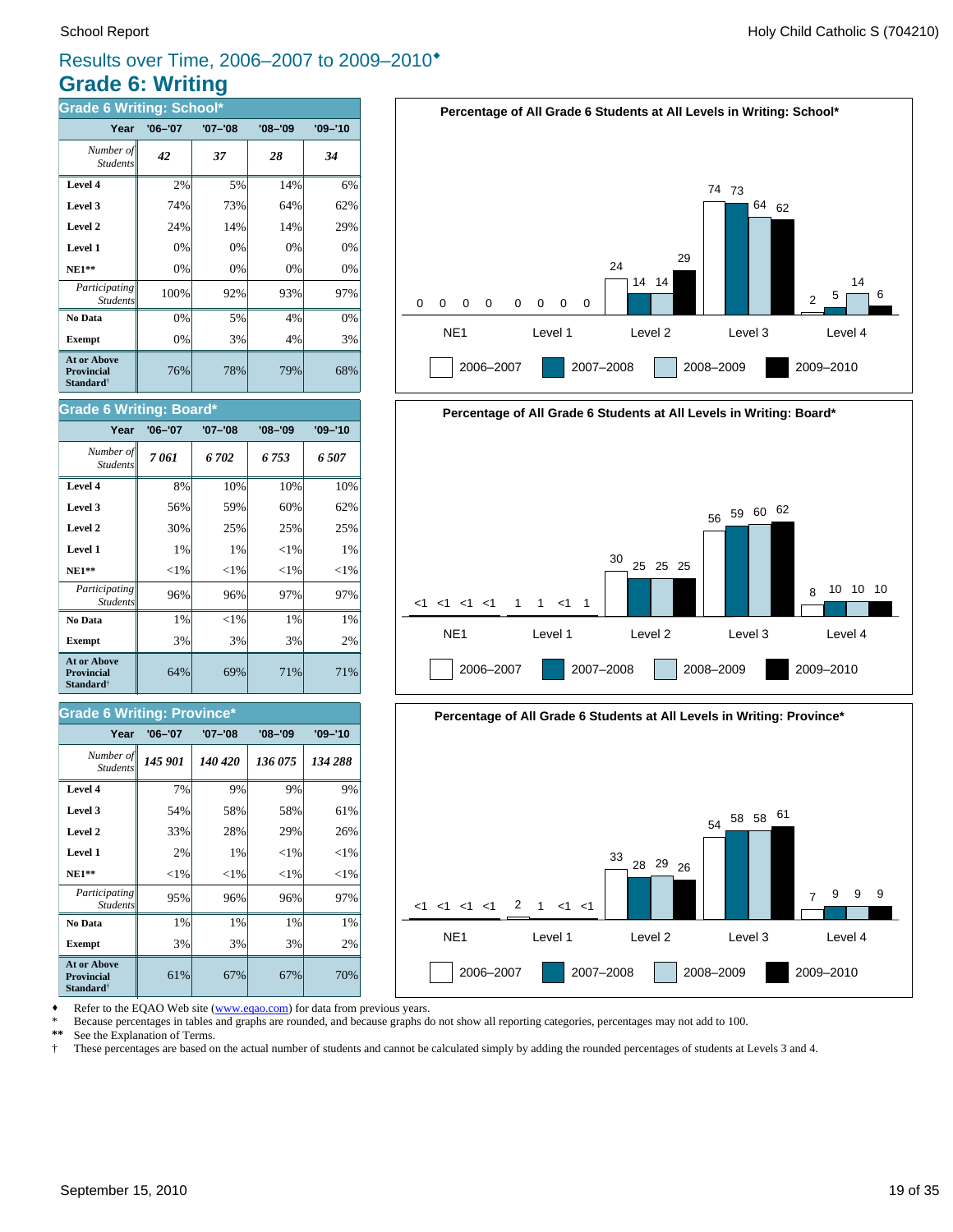# Results over Time, 2006–2007 to 2009–2010♦

## Grade 6: Writing

### Grade 6 Writing: School*

| Year | '06–'07 | '07–'08 | '08–'09 | '09–'10 |
|---|---|---|---|---|
| *Number of Students* | *42* | *37* | *28* | *34* |
| **Level 4** | 2% | 5% | 14% | 6% |
| **Level 3** | 74% | 73% | 64% | 62% |
| **Level 2** | 24% | 14% | 14% | 29% |
| **Level 1** | 0% | 0% | 0% | 0% |
| **NE1**** | 0% | 0% | 0% | 0% |
| *Participating Students* | 100% | 92% | 93% | 97% |
| **No Data** | 0% | 5% | 4% | 0% |
| **Exempt** | 0% | 3% | 4% | 3% |
| **At or Above Provincial Standard†** | 76% | 78% | 79% | 68% |

### Grade 6 Writing: Board*

| Year | '06–'07 | '07–'08 | '08–'09 | '09–'10 |
|---|---|---|---|---|
| *Number of Students* | *7 061* | *6 702* | *6 753* | *6 507* |
| **Level 4** | 8% | 10% | 10% | 10% |
| **Level 3** | 56% | 59% | 60% | 62% |
| **Level 2** | 30% | 25% | 25% | 25% |
| **Level 1** | 1% | 1% | <1% | 1% |
| **NE1**** | <1% | <1% | <1% | <1% |
| *Participating Students* | 96% | 96% | 97% | 97% |
| **No Data** | 1% | <1% | 1% | 1% |
| **Exempt** | 3% | 3% | 3% | 2% |
| **At or Above Provincial Standard†** | 64% | 69% | 71% | 71% |

### Grade 6 Writing: Province*

| Year | '06–'07 | '07–'08 | '08–'09 | '09–'10 |
|---|---|---|---|---|
| *Number of Students* | *145 901* | *140 420* | *136 075* | *134 288* |
| **Level 4** | 7% | 9% | 9% | 9% |
| **Level 3** | 54% | 58% | 58% | 61% |
| **Level 2** | 33% | 28% | 29% | 26% |
| **Level 1** | 2% | 1% | <1% | <1% |
| **NE1**** | <1% | <1% | <1% | <1% |
| *Participating Students* | 95% | 96% | 96% | 97% |
| **No Data** | 1% | 1% | 1% | 1% |
| **Exempt** | 3% | 3% | 3% | 2% |
| **At or Above Provincial Standard†** | 61% | 67% | 67% | 70% |

**Percentage of All Grade 6 Students at All Levels in Writing: School***

| | 2006–2007 | 2007–2008 | 2008–2009 | 2009–2010 |
|---|---|---|---|---|
| NE1 | 0 | 0 | 0 | 0 |
| Level 1 | 0 | 0 | 0 | 0 |
| Level 2 | 24 | 14 | 14 | 29 |
| Level 3 | 74 | 73 | 64 | 62 |
| Level 4 | 2 | 5 | 14 | 6 |

**Percentage of All Grade 6 Students at All Levels in Writing: Board***

| | 2006–2007 | 2007–2008 | 2008–2009 | 2009–2010 |
|---|---|---|---|---|
| NE1 | <1 | <1 | <1 | <1 |
| Level 1 | 1 | 1 | <1 | 1 |
| Level 2 | 30 | 25 | 25 | 25 |
| Level 3 | 56 | 59 | 60 | 62 |
| Level 4 | 8 | 10 | 10 | 10 |

**Percentage of All Grade 6 Students at All Levels in Writing: Province***

| | 2006–2007 | 2007–2008 | 2008–2009 | 2009–2010 |
|---|---|---|---|---|
| NE1 | <1 | <1 | <1 | <1 |
| Level 1 | 2 | 1 | <1 | <1 |
| Level 2 | 33 | 28 | 29 | 26 |
| Level 3 | 54 | 58 | 58 | 61 |
| Level 4 | 7 | 9 | 9 | 9 |

♦ Refer to the EQAO Web site (www.eqao.com) for data from previous years.
* Because percentages in tables and graphs are rounded, and because graphs do not show all reporting categories, percentages may not add to 100.
** See the Explanation of Terms.
† These percentages are based on the actual number of students and cannot be calculated simply by adding the rounded percentages of students at Levels 3 and 4.

September 15, 2010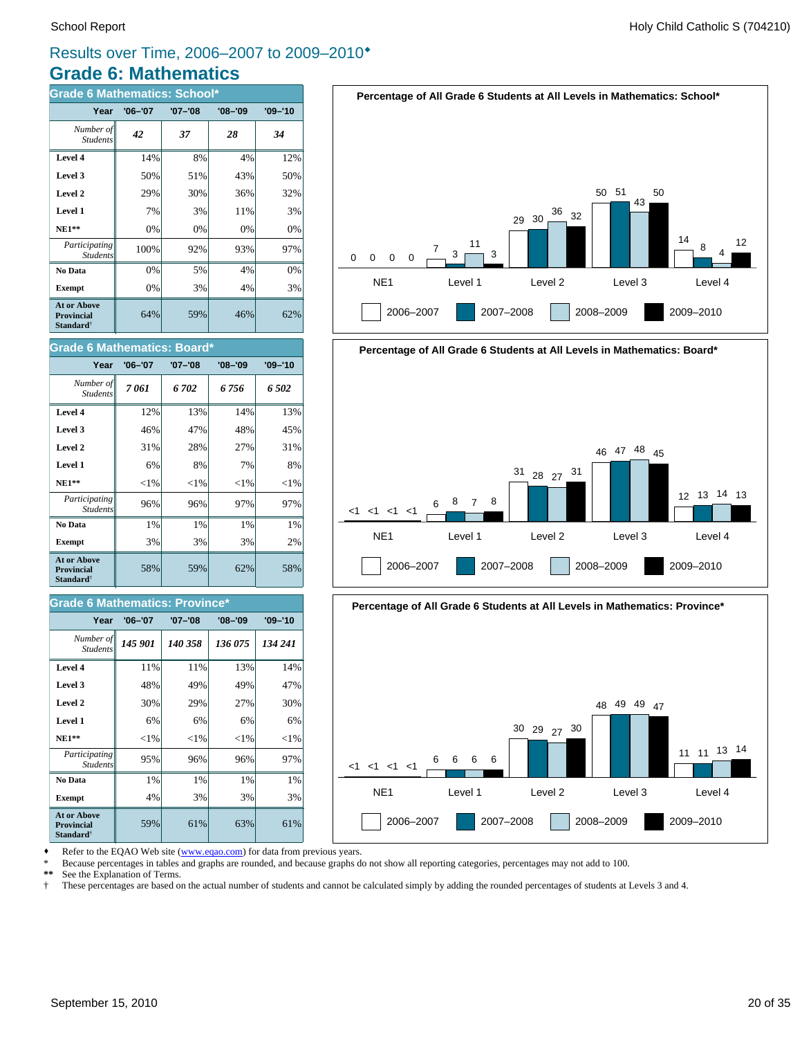## Results over Time, 2006–2007 to 2009–2010♦

# Grade 6: Mathematics

### Grade 6 Mathematics: School*

| Year | '06–'07 | '07–'08 | '08–'09 | '09–'10 |
|---|---|---|---|---|
| *Number of Students* | *42* | *37* | *28* | *34* |
| **Level 4** | 14% | 8% | 4% | 12% |
| **Level 3** | 50% | 51% | 43% | 50% |
| **Level 2** | 29% | 30% | 36% | 32% |
| **Level 1** | 7% | 3% | 11% | 3% |
| **NE1**** | 0% | 0% | 0% | 0% |
| *Participating Students* | 100% | 92% | 93% | 97% |
| **No Data** | 0% | 5% | 4% | 0% |
| **Exempt** | 0% | 3% | 4% | 3% |
| **At or Above Provincial Standard†** | 64% | 59% | 46% | 62% |

**Percentage of All Grade 6 Students at All Levels in Mathematics: School***

| | NE1 | Level 1 | Level 2 | Level 3 | Level 4 |
|---|---|---|---|---|---|
| 2006–2007 | 0 | 7 | 29 | 50 | 14 |
| 2007–2008 | 0 | 3 | 30 | 51 | 8 |
| 2008–2009 | 0 | 11 | 36 | 43 | 4 |
| 2009–2010 | 0 | 3 | 32 | 50 | 12 |

### Grade 6 Mathematics: Board*

| Year | '06–'07 | '07–'08 | '08–'09 | '09–'10 |
|---|---|---|---|---|
| *Number of Students* | *7 061* | *6 702* | *6 756* | *6 502* |
| **Level 4** | 12% | 13% | 14% | 13% |
| **Level 3** | 46% | 47% | 48% | 45% |
| **Level 2** | 31% | 28% | 27% | 31% |
| **Level 1** | 6% | 8% | 7% | 8% |
| **NE1**** | <1% | <1% | <1% | <1% |
| *Participating Students* | 96% | 96% | 97% | 97% |
| **No Data** | 1% | 1% | 1% | 1% |
| **Exempt** | 3% | 3% | 3% | 2% |
| **At or Above Provincial Standard†** | 58% | 59% | 62% | 58% |

**Percentage of All Grade 6 Students at All Levels in Mathematics: Board***

| | NE1 | Level 1 | Level 2 | Level 3 | Level 4 |
|---|---|---|---|---|---|
| 2006–2007 | <1 | 6 | 31 | 46 | 12 |
| 2007–2008 | <1 | 8 | 28 | 47 | 13 |
| 2008–2009 | <1 | 7 | 27 | 48 | 14 |
| 2009–2010 | <1 | 8 | 31 | 45 | 13 |

### Grade 6 Mathematics: Province*

| Year | '06–'07 | '07–'08 | '08–'09 | '09–'10 |
|---|---|---|---|---|
| *Number of Students* | *145 901* | *140 358* | *136 075* | *134 241* |
| **Level 4** | 11% | 11% | 13% | 14% |
| **Level 3** | 48% | 49% | 49% | 47% |
| **Level 2** | 30% | 29% | 27% | 30% |
| **Level 1** | 6% | 6% | 6% | 6% |
| **NE1**** | <1% | <1% | <1% | <1% |
| *Participating Students* | 95% | 96% | 96% | 97% |
| **No Data** | 1% | 1% | 1% | 1% |
| **Exempt** | 4% | 3% | 3% | 3% |
| **At or Above Provincial Standard†** | 59% | 61% | 63% | 61% |

**Percentage of All Grade 6 Students at All Levels in Mathematics: Province***

| | NE1 | Level 1 | Level 2 | Level 3 | Level 4 |
|---|---|---|---|---|---|
| 2006–2007 | <1 | 6 | 30 | 48 | 11 |
| 2007–2008 | <1 | 6 | 29 | 49 | 11 |
| 2008–2009 | <1 | 6 | 27 | 49 | 13 |
| 2009–2010 | <1 | 6 | 30 | 47 | 14 |

♦ Refer to the EQAO Web site (www.eqao.com) for data from previous years.
\* Because percentages in tables and graphs are rounded, and because graphs do not show all reporting categories, percentages may not add to 100.
** See the Explanation of Terms.
† These percentages are based on the actual number of students and cannot be calculated simply by adding the rounded percentages of students at Levels 3 and 4.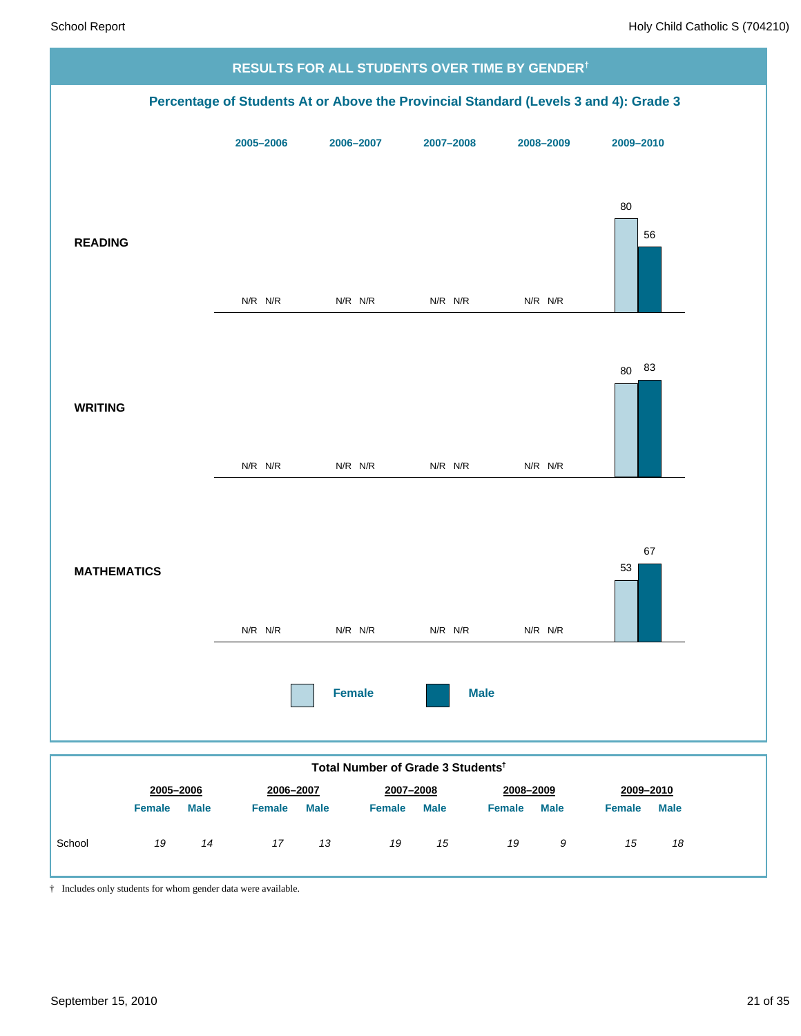## RESULTS FOR ALL STUDENTS OVER TIME BY GENDER†

### Percentage of Students At or Above the Provincial Standard (Levels 3 and 4): Grade 3

| | 2005–2006 | | 2006–2007 | | 2007–2008 | | 2008–2009 | | 2009–2010 | |
|---|---|---|---|---|---|---|---|---|---|---|
| | Female | Male | Female | Male | Female | Male | Female | Male | Female | Male |
| **READING** | N/R | N/R | N/R | N/R | N/R | N/R | N/R | N/R | 80 | 56 |
| **WRITING** | N/R | N/R | N/R | N/R | N/R | N/R | N/R | N/R | 80 | 83 |
| **MATHEMATICS** | N/R | N/R | N/R | N/R | N/R | N/R | N/R | N/R | 53 | 67 |

### Total Number of Grade 3 Students†

| | 2005–2006 | | 2006–2007 | | 2007–2008 | | 2008–2009 | | 2009–2010 | |
|---|---|---|---|---|---|---|---|---|---|---|
| | Female | Male | Female | Male | Female | Male | Female | Male | Female | Male |
| School | *19* | *14* | *17* | *13* | *19* | *15* | *19* | *9* | *15* | *18* |

† Includes only students for whom gender data were available.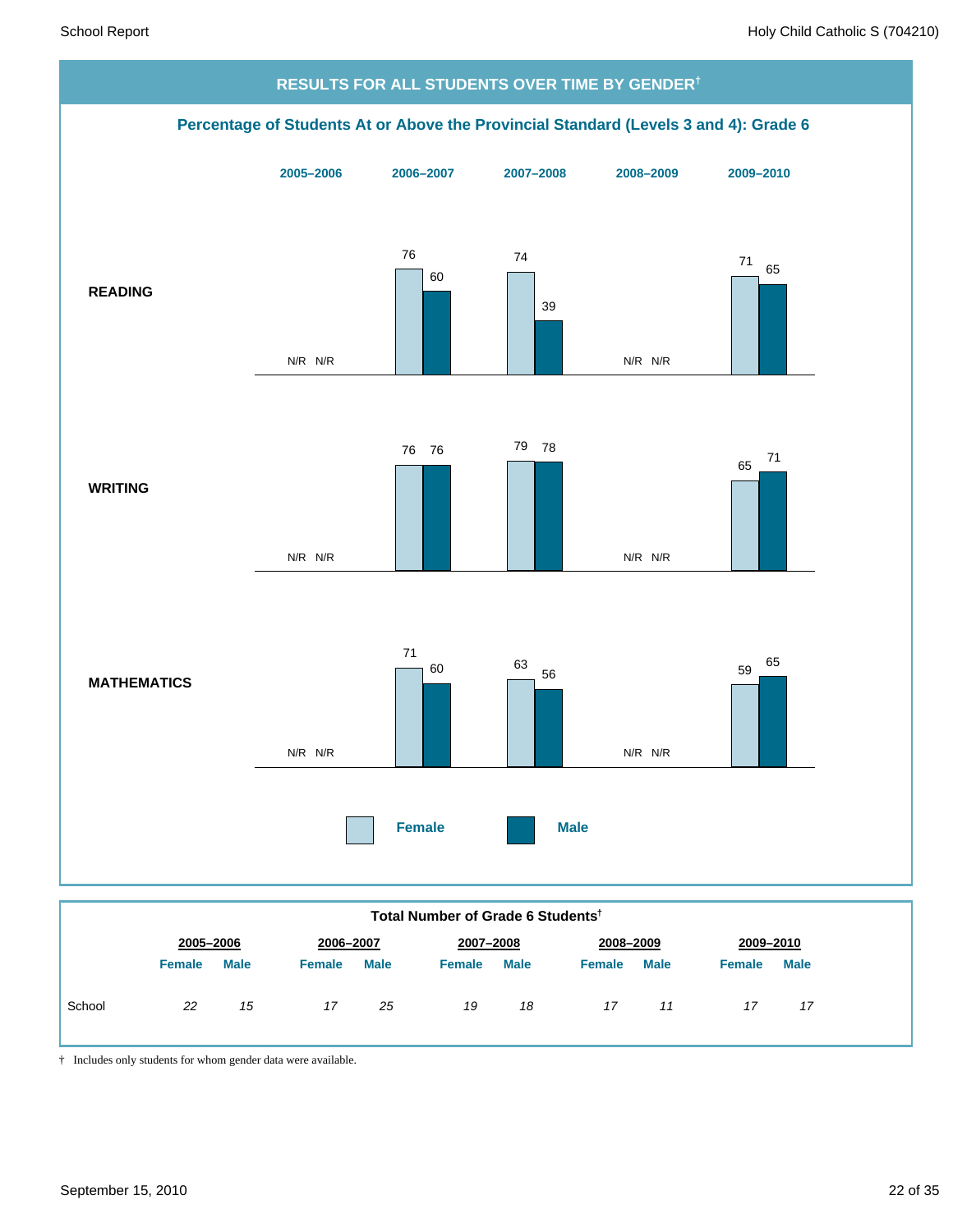## RESULTS FOR ALL STUDENTS OVER TIME BY GENDER†

### Percentage of Students At or Above the Provincial Standard (Levels 3 and 4): Grade 6

| | 2005–2006 Female | 2005–2006 Male | 2006–2007 Female | 2006–2007 Male | 2007–2008 Female | 2007–2008 Male | 2008–2009 Female | 2008–2009 Male | 2009–2010 Female | 2009–2010 Male |
|---|---|---|---|---|---|---|---|---|---|---|
| **READING** | N/R | N/R | 76 | 60 | 74 | 39 | N/R | N/R | 71 | 65 |
| **WRITING** | N/R | N/R | 76 | 76 | 79 | 78 | N/R | N/R | 65 | 71 |
| **MATHEMATICS** | N/R | N/R | 71 | 60 | 63 | 56 | N/R | N/R | 59 | 65 |

### Total Number of Grade 6 Students†

| | 2005–2006 | | 2006–2007 | | 2007–2008 | | 2008–2009 | | 2009–2010 | |
|---|---|---|---|---|---|---|---|---|---|---|
| | Female | Male | Female | Male | Female | Male | Female | Male | Female | Male |
| School | *22* | *15* | *17* | *25* | *19* | *18* | *17* | *11* | *17* | *17* |

† Includes only students for whom gender data were available.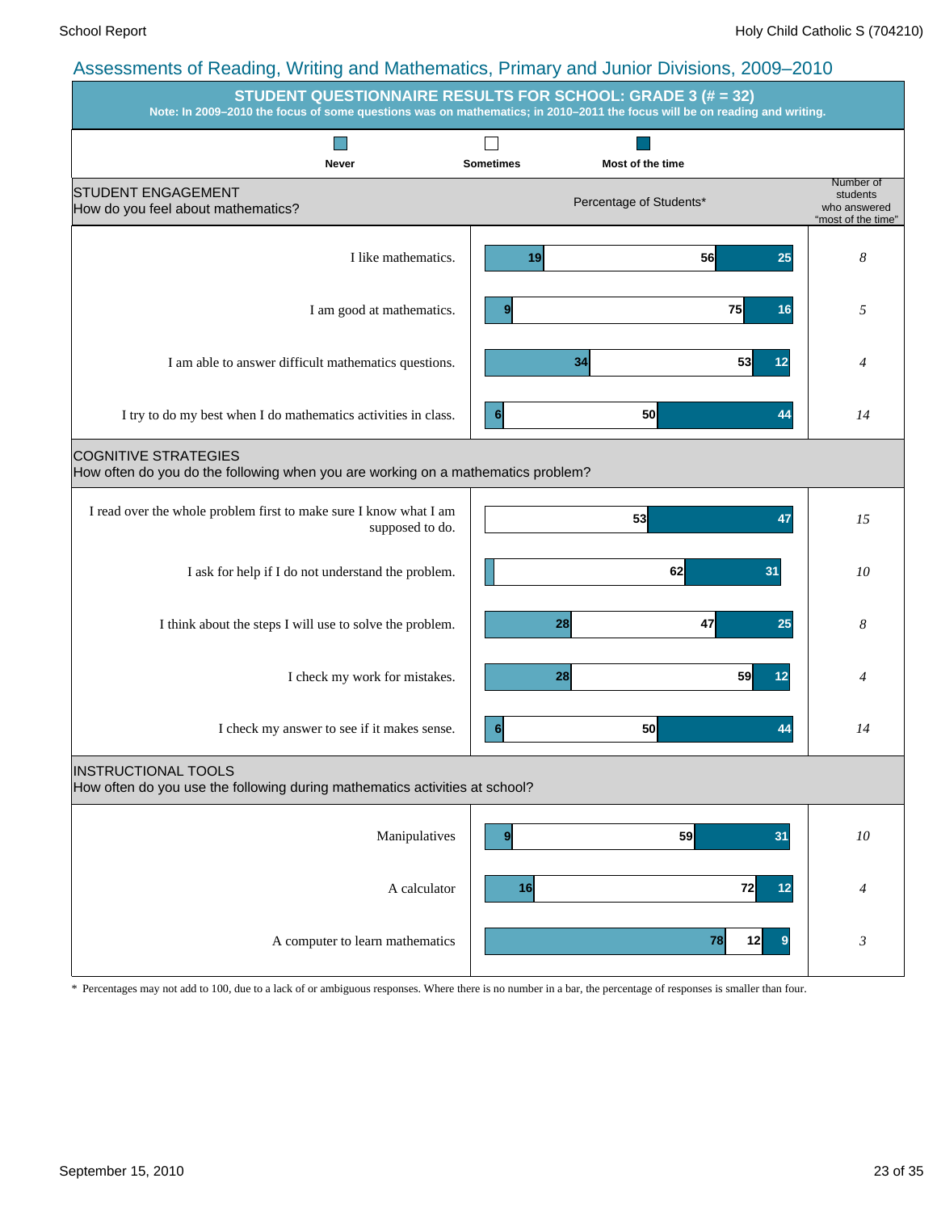## Assessments of Reading, Writing and Mathematics, Primary and Junior Divisions, 2009–2010

### STUDENT QUESTIONNAIRE RESULTS FOR SCHOOL: GRADE 3 (# = 32)

**Note: In 2009–2010 the focus of some questions was on mathematics; in 2010–2011 the focus will be on reading and writing.**

Percentage of Students*

| | Never | Sometimes | Most of the time | Number of students who answered "most of the time" |
|---|---|---|---|---|
| **STUDENT ENGAGEMENT** — How do you feel about mathematics? | | | | |
| I like mathematics. | 19 | 56 | 25 | *8* |
| I am good at mathematics. | 9 | 75 | 16 | *5* |
| I am able to answer difficult mathematics questions. | 34 | 53 | 12 | *4* |
| I try to do my best when I do mathematics activities in class. | 6 | 50 | 44 | *14* |
| **COGNITIVE STRATEGIES** — How often do you do the following when you are working on a mathematics problem? | | | | |
| I read over the whole problem first to make sure I know what I am supposed to do. | | 53 | 47 | *15* |
| I ask for help if I do not understand the problem. | | 62 | 31 | *10* |
| I think about the steps I will use to solve the problem. | 28 | 47 | 25 | *8* |
| I check my work for mistakes. | 28 | 59 | 12 | *4* |
| I check my answer to see if it makes sense. | 6 | 50 | 44 | *14* |
| **INSTRUCTIONAL TOOLS** — How often do you use the following during mathematics activities at school? | | | | |
| Manipulatives | 9 | 59 | 31 | *10* |
| A calculator | 16 | 72 | 12 | *4* |
| A computer to learn mathematics | 78 | 12 | 9 | *3* |

\* Percentages may not add to 100, due to a lack of or ambiguous responses. Where there is no number in a bar, the percentage of responses is smaller than four.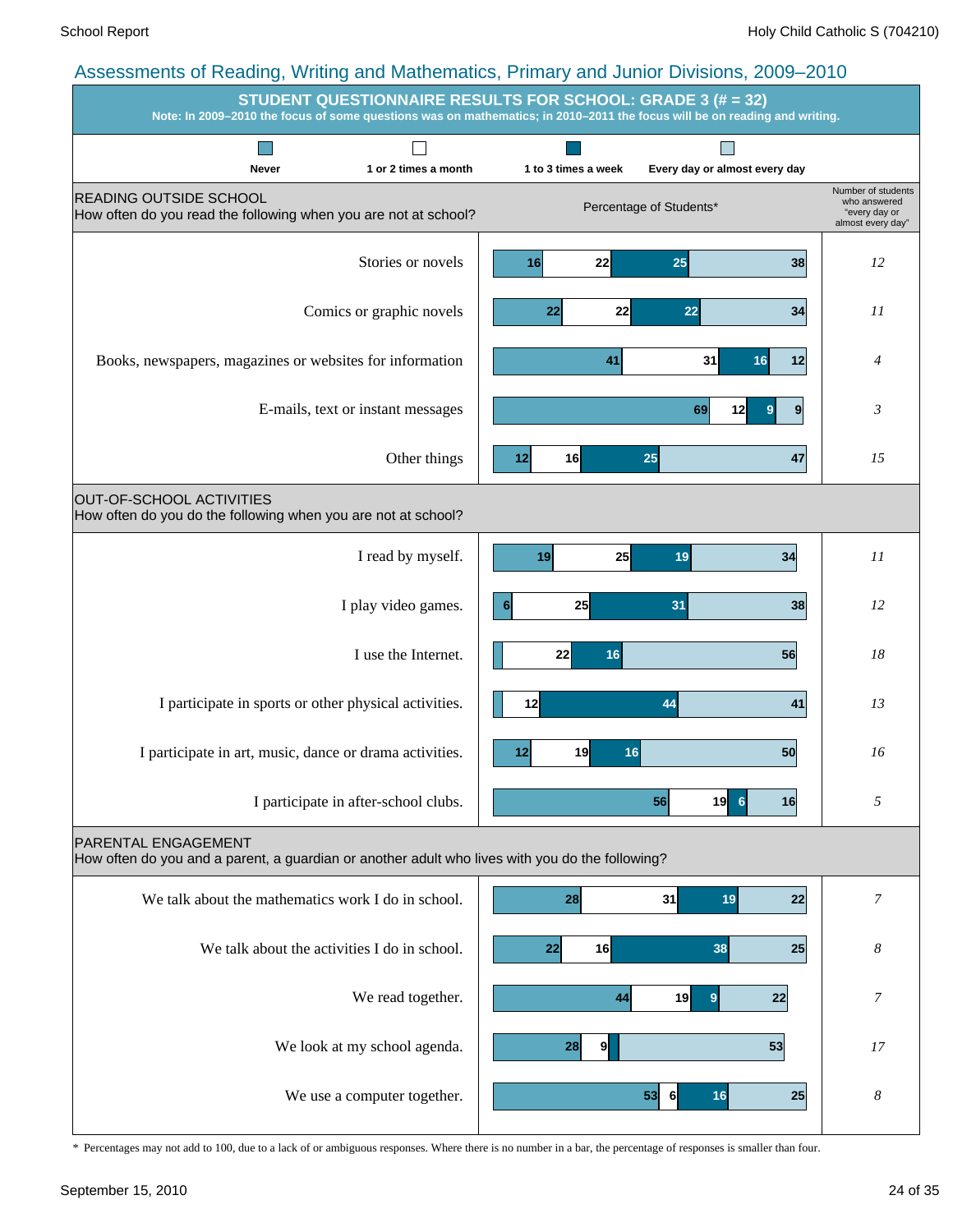## Assessments of Reading, Writing and Mathematics, Primary and Junior Divisions, 2009–2010

### STUDENT QUESTIONNAIRE RESULTS FOR SCHOOL: GRADE 3 (# = 32)

**Note: In 2009–2010 the focus of some questions was on mathematics; in 2010–2011 the focus will be on reading and writing.**

Percentage of Students*

| | Never | 1 or 2 times a month | 1 to 3 times a week | Every day or almost every day | Number of students who answered "every day or almost every day" |
|---|---|---|---|---|---|
| **READING OUTSIDE SCHOOL**<br>How often do you read the following when you are not at school? | | | | | |
| Stories or novels | 16 | 22 | 25 | 38 | 12 |
| Comics or graphic novels | 22 | 22 | 22 | 34 | 11 |
| Books, newspapers, magazines or websites for information | 41 | 31 | 16 | 12 | 4 |
| E-mails, text or instant messages | 69 | 12 | 9 | 9 | 3 |
| Other things | 12 | 16 | 25 | 47 | 15 |
| **OUT-OF-SCHOOL ACTIVITIES**<br>How often do you do the following when you are not at school? | | | | | |
| I read by myself. | 19 | 25 | 19 | 34 | 11 |
| I play video games. | 6 | 25 | 31 | 38 | 12 |
| I use the Internet. | | 22 | 16 | 56 | 18 |
| I participate in sports or other physical activities. | | 12 | 44 | 41 | 13 |
| I participate in art, music, dance or drama activities. | 12 | 19 | 16 | 50 | 16 |
| I participate in after-school clubs. | 56 | 19 | 6 | 16 | 5 |
| **PARENTAL ENGAGEMENT**<br>How often do you and a parent, a guardian or another adult who lives with you do the following? | | | | | |
| We talk about the mathematics work I do in school. | 28 | 31 | 19 | 22 | 7 |
| We talk about the activities I do in school. | 22 | 16 | 38 | 25 | 8 |
| We read together. | 44 | 19 | 9 | 22 | 7 |
| We look at my school agenda. | 28 | 9 | | 53 | 17 |
| We use a computer together. | 53 | 6 | 16 | 25 | 8 |

\* Percentages may not add to 100, due to a lack of or ambiguous responses. Where there is no number in a bar, the percentage of responses is smaller than four.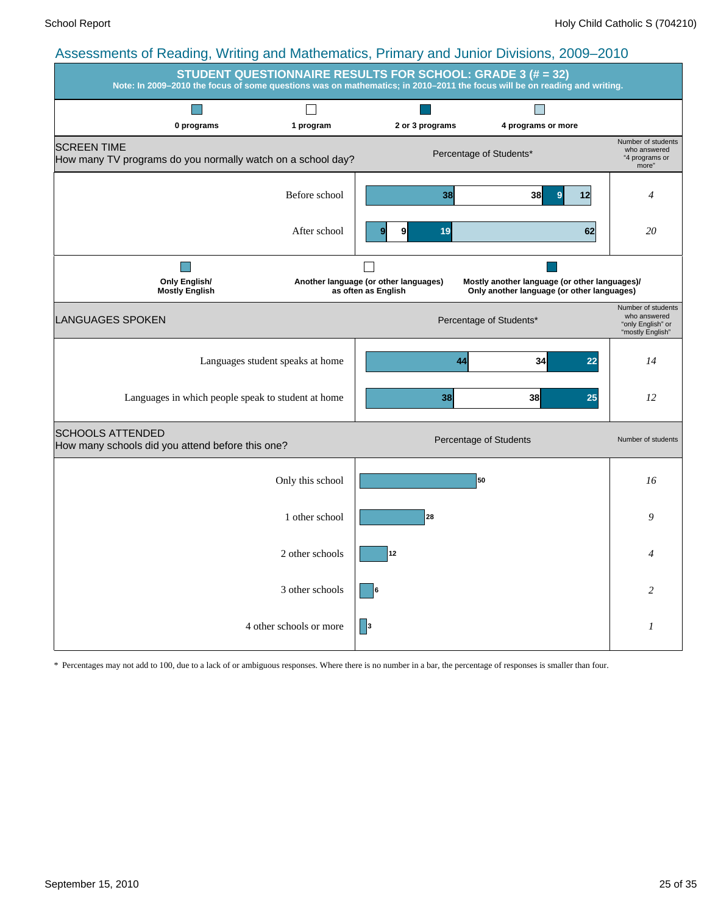## Assessments of Reading, Writing and Mathematics, Primary and Junior Divisions, 2009–2010

### STUDENT QUESTIONNAIRE RESULTS FOR SCHOOL: GRADE 3 (# = 32)

**Note: In 2009–2010 the focus of some questions was on mathematics; in 2010–2011 the focus will be on reading and writing.**

**SCREEN TIME**
How many TV programs do you normally watch on a school day?

Percentage of Students*

| | 0 programs | 1 program | 2 or 3 programs | 4 programs or more | Number of students who answered "4 programs or more" |
|---|---|---|---|---|---|
| Before school | 38 | 38 | 9 | 12 | 4 |
| After school | 9 | 9 | 19 | 62 | 20 |

**LANGUAGES SPOKEN**

Percentage of Students*

| | Only English/ Mostly English | Another language (or other languages) as often as English | Mostly another language (or other languages)/ Only another language (or other languages) | Number of students who answered "only English" or "mostly English" |
|---|---|---|---|---|
| Languages student speaks at home | 44 | 34 | 22 | 14 |
| Languages in which people speak to student at home | 38 | 38 | 25 | 12 |

**SCHOOLS ATTENDED**
How many schools did you attend before this one?

| | Percentage of Students | Number of students |
|---|---|---|
| Only this school | 50 | 16 |
| 1 other school | 28 | 9 |
| 2 other schools | 12 | 4 |
| 3 other schools | 6 | 2 |
| 4 other schools or more | 3 | 1 |

* Percentages may not add to 100, due to a lack of or ambiguous responses. Where there is no number in a bar, the percentage of responses is smaller than four.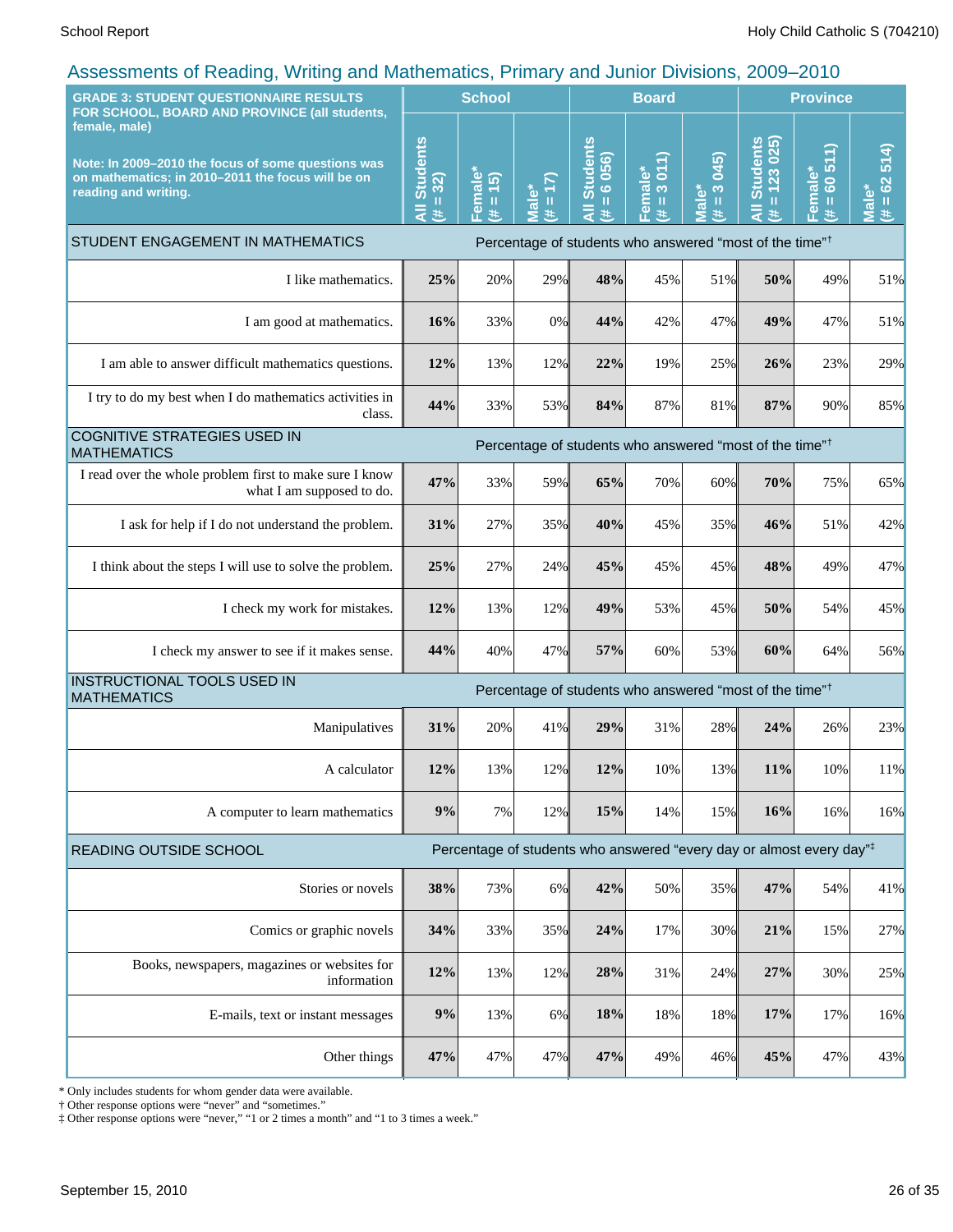## Assessments of Reading, Writing and Mathematics, Primary and Junior Divisions, 2009–2010

| GRADE 3: STUDENT QUESTIONNAIRE RESULTS FOR SCHOOL, BOARD AND PROVINCE (all students, female, male)<br><br>Note: In 2009–2010 the focus of some questions was on mathematics; in 2010–2011 the focus will be on reading and writing. | School | | | Board | | | Province | | |
|---|---|---|---|---|---|---|---|---|---|
| | All Students (# = 32) | Female* (# = 15) | Male* (# = 17) | All Students (# = 6 056) | Female* (# = 3 011) | Male* (# = 3 045) | All Students (# = 123 025) | Female* (# = 60 511) | Male* (# = 62 514) |
| **STUDENT ENGAGEMENT IN MATHEMATICS** | Percentage of students who answered "most of the time"† | | | | | | | | |
| I like mathematics. | **25%** | 20% | 29% | **48%** | 45% | 51% | **50%** | 49% | 51% |
| I am good at mathematics. | **16%** | 33% | 0% | **44%** | 42% | 47% | **49%** | 47% | 51% |
| I am able to answer difficult mathematics questions. | **12%** | 13% | 12% | **22%** | 19% | 25% | **26%** | 23% | 29% |
| I try to do my best when I do mathematics activities in class. | **44%** | 33% | 53% | **84%** | 87% | 81% | **87%** | 90% | 85% |
| **COGNITIVE STRATEGIES USED IN MATHEMATICS** | Percentage of students who answered "most of the time"† | | | | | | | | |
| I read over the whole problem first to make sure I know what I am supposed to do. | **47%** | 33% | 59% | **65%** | 70% | 60% | **70%** | 75% | 65% |
| I ask for help if I do not understand the problem. | **31%** | 27% | 35% | **40%** | 45% | 35% | **46%** | 51% | 42% |
| I think about the steps I will use to solve the problem. | **25%** | 27% | 24% | **45%** | 45% | 45% | **48%** | 49% | 47% |
| I check my work for mistakes. | **12%** | 13% | 12% | **49%** | 53% | 45% | **50%** | 54% | 45% |
| I check my answer to see if it makes sense. | **44%** | 40% | 47% | **57%** | 60% | 53% | **60%** | 64% | 56% |
| **INSTRUCTIONAL TOOLS USED IN MATHEMATICS** | Percentage of students who answered "most of the time"† | | | | | | | | |
| Manipulatives | **31%** | 20% | 41% | **29%** | 31% | 28% | **24%** | 26% | 23% |
| A calculator | **12%** | 13% | 12% | **12%** | 10% | 13% | **11%** | 10% | 11% |
| A computer to learn mathematics | **9%** | 7% | 12% | **15%** | 14% | 15% | **16%** | 16% | 16% |
| **READING OUTSIDE SCHOOL** | Percentage of students who answered "every day or almost every day"‡ | | | | | | | | |
| Stories or novels | **38%** | 73% | 6% | **42%** | 50% | 35% | **47%** | 54% | 41% |
| Comics or graphic novels | **34%** | 33% | 35% | **24%** | 17% | 30% | **21%** | 15% | 27% |
| Books, newspapers, magazines or websites for information | **12%** | 13% | 12% | **28%** | 31% | 24% | **27%** | 30% | 25% |
| E-mails, text or instant messages | **9%** | 13% | 6% | **18%** | 18% | 18% | **17%** | 17% | 16% |
| Other things | **47%** | 47% | 47% | **47%** | 49% | 46% | **45%** | 47% | 43% |

\* Only includes students for whom gender data were available.
† Other response options were "never" and "sometimes."
‡ Other response options were "never," "1 or 2 times a month" and "1 to 3 times a week."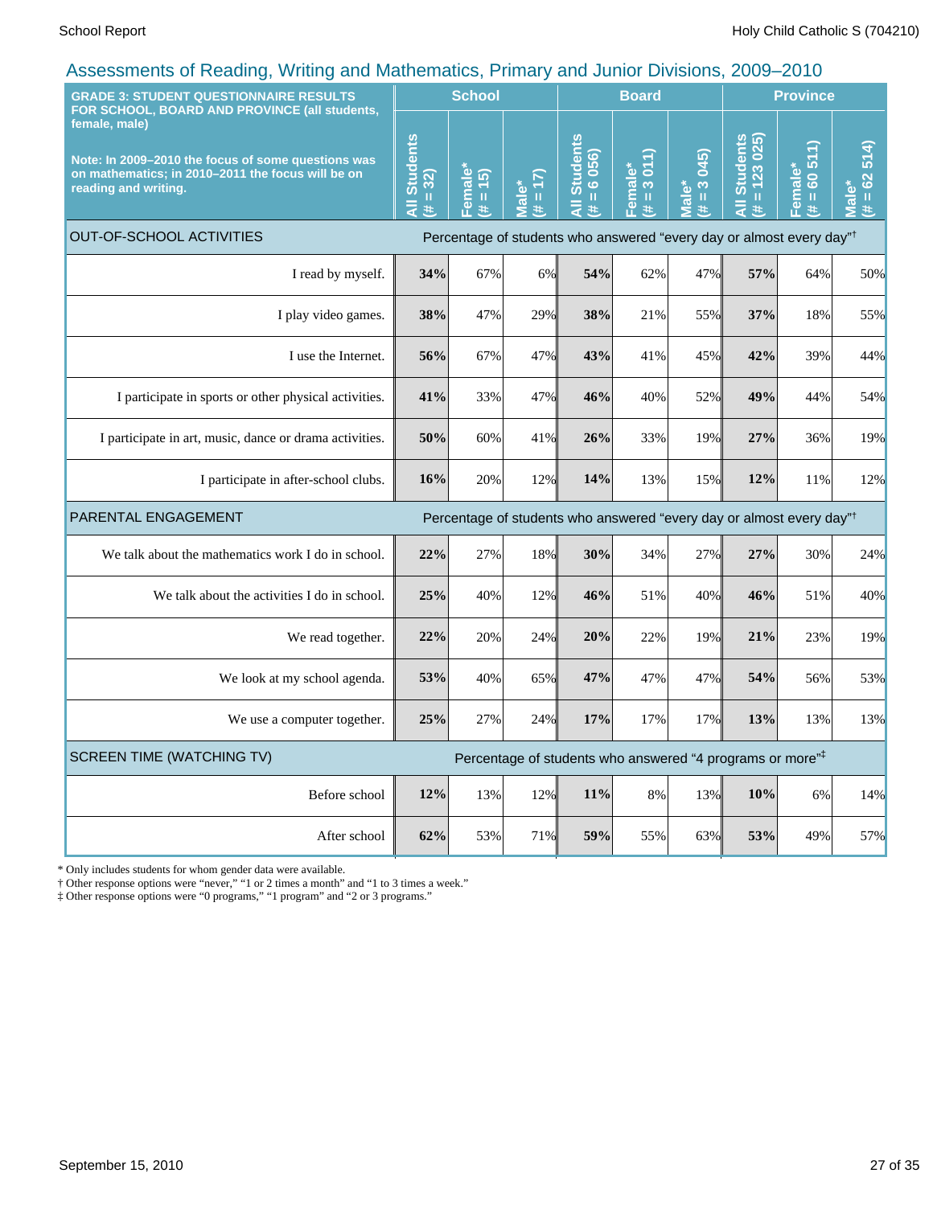## Assessments of Reading, Writing and Mathematics, Primary and Junior Divisions, 2009–2010

| GRADE 3: STUDENT QUESTIONNAIRE RESULTS FOR SCHOOL, BOARD AND PROVINCE (all students, female, male)<br><br>Note: In 2009–2010 the focus of some questions was on mathematics; in 2010–2011 the focus will be on reading and writing. | School | | | Board | | | Province | | |
|---|---|---|---|---|---|---|---|---|---|
| | All Students (# = 32) | Female* (# = 15) | Male* (# = 17) | All Students (# = 6 056) | Female* (# = 3 011) | Male* (# = 3 045) | All Students (# = 123 025) | Female* (# = 60 511) | Male* (# = 62 514) |
| **OUT-OF-SCHOOL ACTIVITIES** | Percentage of students who answered "every day or almost every day"† | | | | | | | | |
| I read by myself. | **34%** | 67% | 6% | **54%** | 62% | 47% | **57%** | 64% | 50% |
| I play video games. | **38%** | 47% | 29% | **38%** | 21% | 55% | **37%** | 18% | 55% |
| I use the Internet. | **56%** | 67% | 47% | **43%** | 41% | 45% | **42%** | 39% | 44% |
| I participate in sports or other physical activities. | **41%** | 33% | 47% | **46%** | 40% | 52% | **49%** | 44% | 54% |
| I participate in art, music, dance or drama activities. | **50%** | 60% | 41% | **26%** | 33% | 19% | **27%** | 36% | 19% |
| I participate in after-school clubs. | **16%** | 20% | 12% | **14%** | 13% | 15% | **12%** | 11% | 12% |
| **PARENTAL ENGAGEMENT** | Percentage of students who answered "every day or almost every day"† | | | | | | | | |
| We talk about the mathematics work I do in school. | **22%** | 27% | 18% | **30%** | 34% | 27% | **27%** | 30% | 24% |
| We talk about the activities I do in school. | **25%** | 40% | 12% | **46%** | 51% | 40% | **46%** | 51% | 40% |
| We read together. | **22%** | 20% | 24% | **20%** | 22% | 19% | **21%** | 23% | 19% |
| We look at my school agenda. | **53%** | 40% | 65% | **47%** | 47% | 47% | **54%** | 56% | 53% |
| We use a computer together. | **25%** | 27% | 24% | **17%** | 17% | 17% | **13%** | 13% | 13% |
| **SCREEN TIME (WATCHING TV)** | Percentage of students who answered "4 programs or more"‡ | | | | | | | | |
| Before school | **12%** | 13% | 12% | **11%** | 8% | 13% | **10%** | 6% | 14% |
| After school | **62%** | 53% | 71% | **59%** | 55% | 63% | **53%** | 49% | 57% |

\* Only includes students for whom gender data were available.

† Other response options were "never," "1 or 2 times a month" and "1 to 3 times a week."

‡ Other response options were "0 programs," "1 program" and "2 or 3 programs."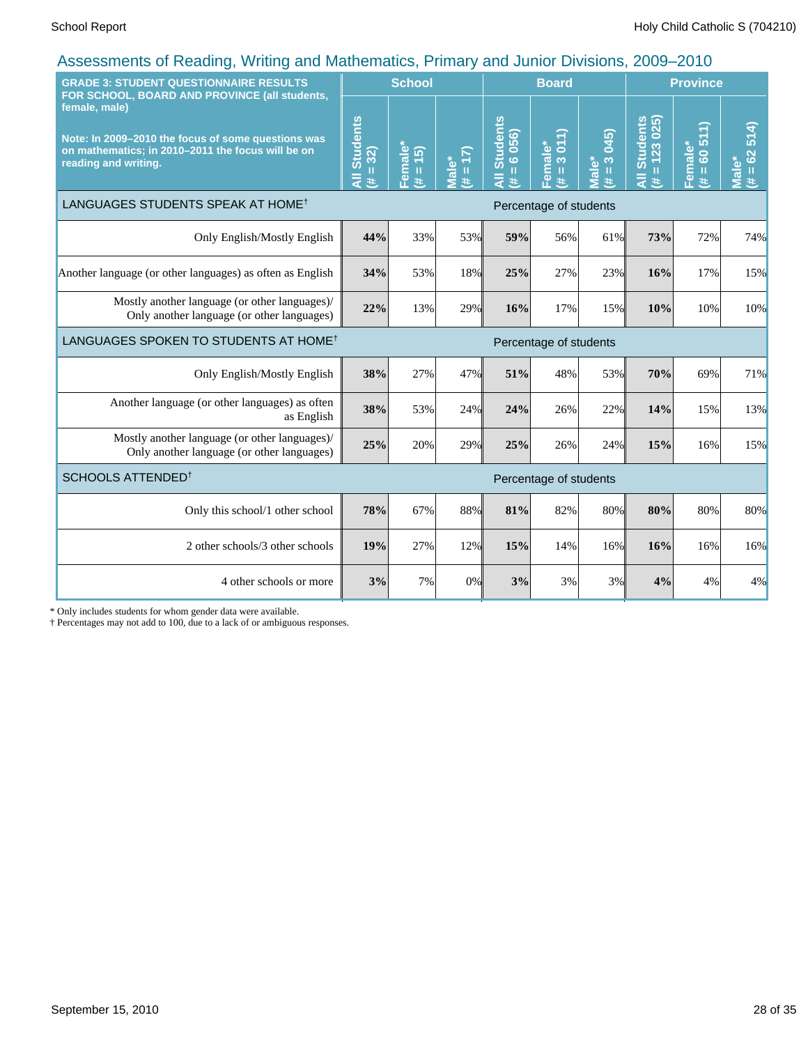## Assessments of Reading, Writing and Mathematics, Primary and Junior Divisions, 2009–2010

| **GRADE 3: STUDENT QUESTIONNAIRE RESULTS FOR SCHOOL, BOARD AND PROVINCE (all students, female, male)**<br><br>**Note: In 2009–2010 the focus of some questions was on mathematics; in 2010–2011 the focus will be on reading and writing.** | School | | | Board | | | Province | | |
|---|---|---|---|---|---|---|---|---|---|
| | All Students (# = 32) | Female* (# = 15) | Male* (# = 17) | All Students (# = 6 056) | Female* (# = 3 011) | Male* (# = 3 045) | All Students (# = 123 025) | Female* (# = 60 511) | Male* (# = 62 514) |
| **LANGUAGES STUDENTS SPEAK AT HOME†** | Percentage of students | | | | | | | | |
| Only English/Mostly English | **44%** | 33% | 53% | **59%** | 56% | 61% | **73%** | 72% | 74% |
| Another language (or other languages) as often as English | **34%** | 53% | 18% | **25%** | 27% | 23% | **16%** | 17% | 15% |
| Mostly another language (or other languages)/ Only another language (or other languages) | **22%** | 13% | 29% | **16%** | 17% | 15% | **10%** | 10% | 10% |
| **LANGUAGES SPOKEN TO STUDENTS AT HOME†** | Percentage of students | | | | | | | | |
| Only English/Mostly English | **38%** | 27% | 47% | **51%** | 48% | 53% | **70%** | 69% | 71% |
| Another language (or other languages) as often as English | **38%** | 53% | 24% | **24%** | 26% | 22% | **14%** | 15% | 13% |
| Mostly another language (or other languages)/ Only another language (or other languages) | **25%** | 20% | 29% | **25%** | 26% | 24% | **15%** | 16% | 15% |
| **SCHOOLS ATTENDED†** | Percentage of students | | | | | | | | |
| Only this school/1 other school | **78%** | 67% | 88% | **81%** | 82% | 80% | **80%** | 80% | 80% |
| 2 other schools/3 other schools | **19%** | 27% | 12% | **15%** | 14% | 16% | **16%** | 16% | 16% |
| 4 other schools or more | **3%** | 7% | 0% | **3%** | 3% | 3% | **4%** | 4% | 4% |

\* Only includes students for whom gender data were available.
† Percentages may not add to 100, due to a lack of or ambiguous responses.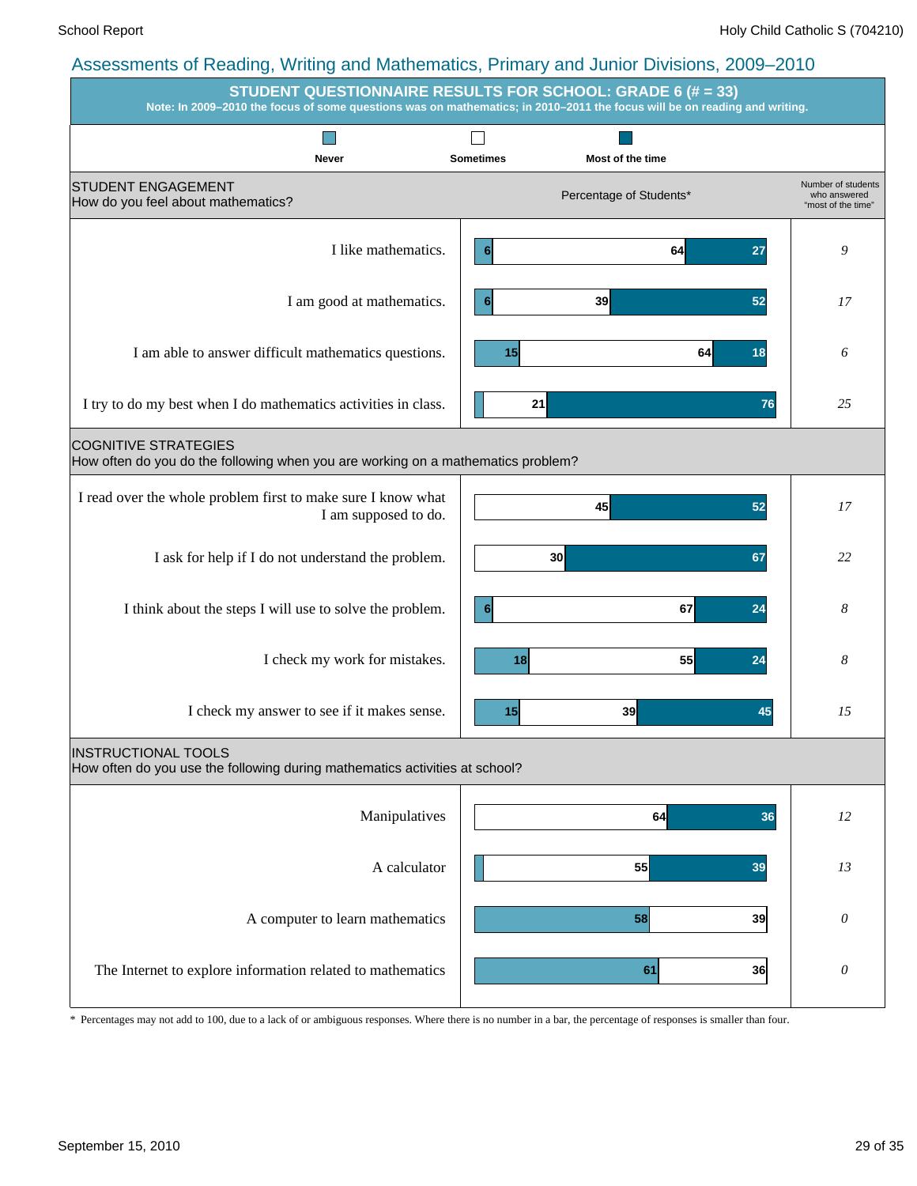## Assessments of Reading, Writing and Mathematics, Primary and Junior Divisions, 2009–2010

### STUDENT QUESTIONNAIRE RESULTS FOR SCHOOL: GRADE 6 (# = 33)

**Note: In 2009–2010 the focus of some questions was on mathematics; in 2010–2011 the focus will be on reading and writing.**

Percentage of Students*

| STUDENT ENGAGEMENT<br>How do you feel about mathematics? | Never | Sometimes | Most of the time | Number of students who answered "most of the time" |
|---|---|---|---|---|
| I like mathematics. | 6 | 64 | 27 | *9* |
| I am good at mathematics. | 6 | 39 | 52 | *17* |
| I am able to answer difficult mathematics questions. | 15 | 64 | 18 | *6* |
| I try to do my best when I do mathematics activities in class. | | 21 | 76 | *25* |
| **COGNITIVE STRATEGIES**<br>How often do you do the following when you are working on a mathematics problem? | | | | |
| I read over the whole problem first to make sure I know what I am supposed to do. | | 45 | 52 | *17* |
| I ask for help if I do not understand the problem. | | 30 | 67 | *22* |
| I think about the steps I will use to solve the problem. | 6 | 67 | 24 | *8* |
| I check my work for mistakes. | 18 | 55 | 24 | *8* |
| I check my answer to see if it makes sense. | 15 | 39 | 45 | *15* |
| **INSTRUCTIONAL TOOLS**<br>How often do you use the following during mathematics activities at school? | | | | |
| Manipulatives | | 64 | 36 | *12* |
| A calculator | | 55 | 39 | *13* |
| A computer to learn mathematics | 58 | 39 | | *0* |
| The Internet to explore information related to mathematics | 61 | 36 | | *0* |

\* Percentages may not add to 100, due to a lack of or ambiguous responses. Where there is no number in a bar, the percentage of responses is smaller than four.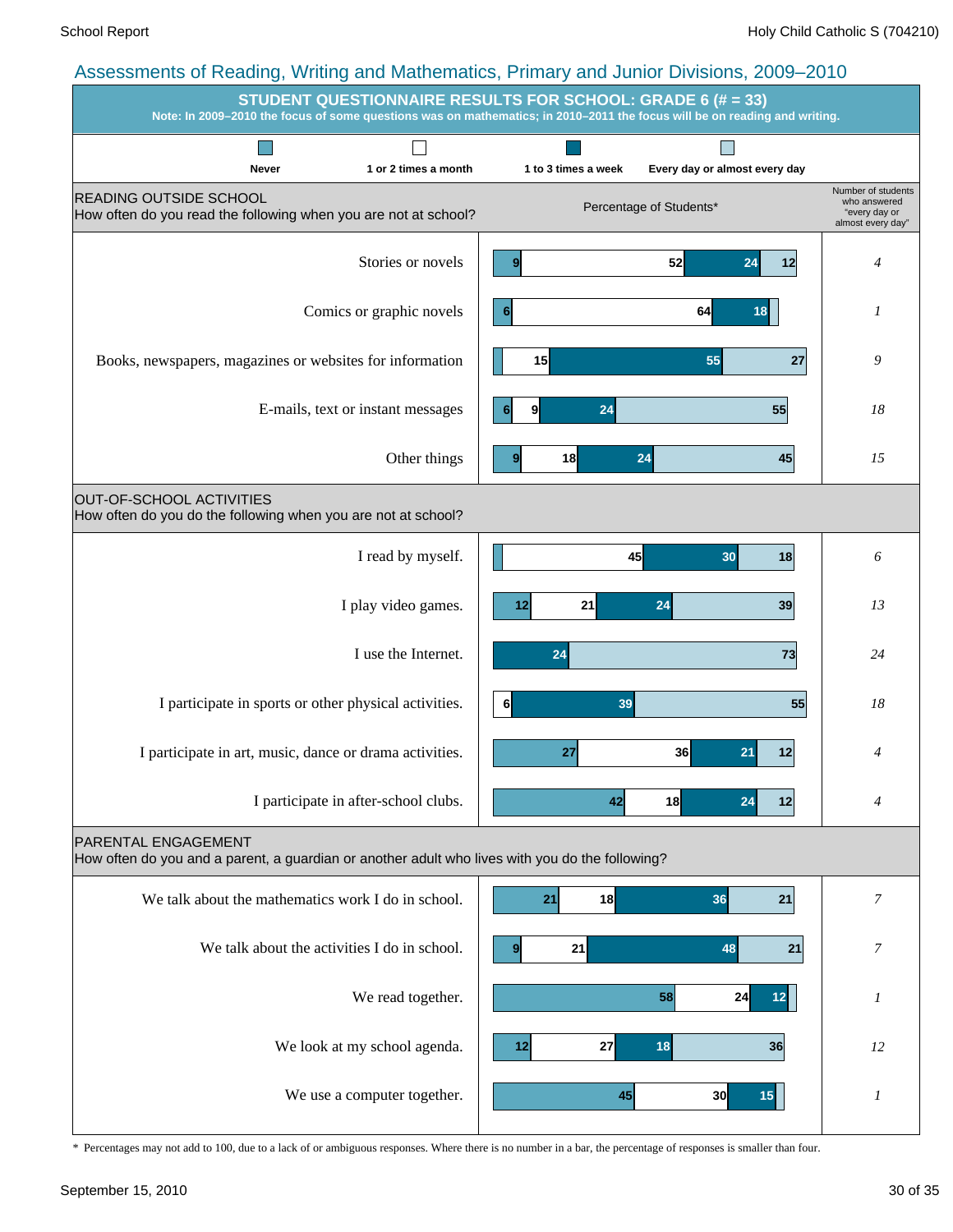# Assessments of Reading, Writing and Mathematics, Primary and Junior Divisions, 2009–2010

## STUDENT QUESTIONNAIRE RESULTS FOR SCHOOL: GRADE 6 (# = 33)

**Note: In 2009–2010 the focus of some questions was on mathematics; in 2010–2011 the focus will be on reading and writing.**

Legend: Never | 1 or 2 times a month | 1 to 3 times a week | Every day or almost every day

Percentage of Students*

| READING OUTSIDE SCHOOL<br>How often do you read the following when you are not at school? | Never | 1 or 2 times a month | 1 to 3 times a week | Every day or almost every day | Number of students who answered "every day or almost every day" |
|---|---|---|---|---|---|
| Stories or novels | 9 | 52 | 24 | 12 | 4 |
| Comics or graphic novels | 6 | 64 | 18 | | 1 |
| Books, newspapers, magazines or websites for information | | 15 | 55 | 27 | 9 |
| E-mails, text or instant messages | 6 | 9 | 24 | 55 | 18 |
| Other things | 9 | 18 | 24 | 45 | 15 |

| OUT-OF-SCHOOL ACTIVITIES<br>How often do you do the following when you are not at school? | Never | 1 or 2 times a month | 1 to 3 times a week | Every day or almost every day | Number of students who answered "every day or almost every day" |
|---|---|---|---|---|---|
| I read by myself. | | 45 | 30 | 18 | 6 |
| I play video games. | 12 | 21 | 24 | 39 | 13 |
| I use the Internet. | | | 24 | 73 | 24 |
| I participate in sports or other physical activities. | | 6 | 39 | 55 | 18 |
| I participate in art, music, dance or drama activities. | 27 | 36 | 21 | 12 | 4 |
| I participate in after-school clubs. | 42 | 18 | 24 | 12 | 4 |

| PARENTAL ENGAGEMENT<br>How often do you and a parent, a guardian or another adult who lives with you do the following? | Never | 1 or 2 times a month | 1 to 3 times a week | Every day or almost every day | Number of students who answered "every day or almost every day" |
|---|---|---|---|---|---|
| We talk about the mathematics work I do in school. | 21 | 18 | 36 | 21 | 7 |
| We talk about the activities I do in school. | 9 | 21 | 48 | 21 | 7 |
| We read together. | 58 | 24 | 12 | | 1 |
| We look at my school agenda. | 12 | 27 | 18 | 36 | 12 |
| We use a computer together. | 45 | 30 | 15 | | 1 |

\* Percentages may not add to 100, due to a lack of or ambiguous responses. Where there is no number in a bar, the percentage of responses is smaller than four.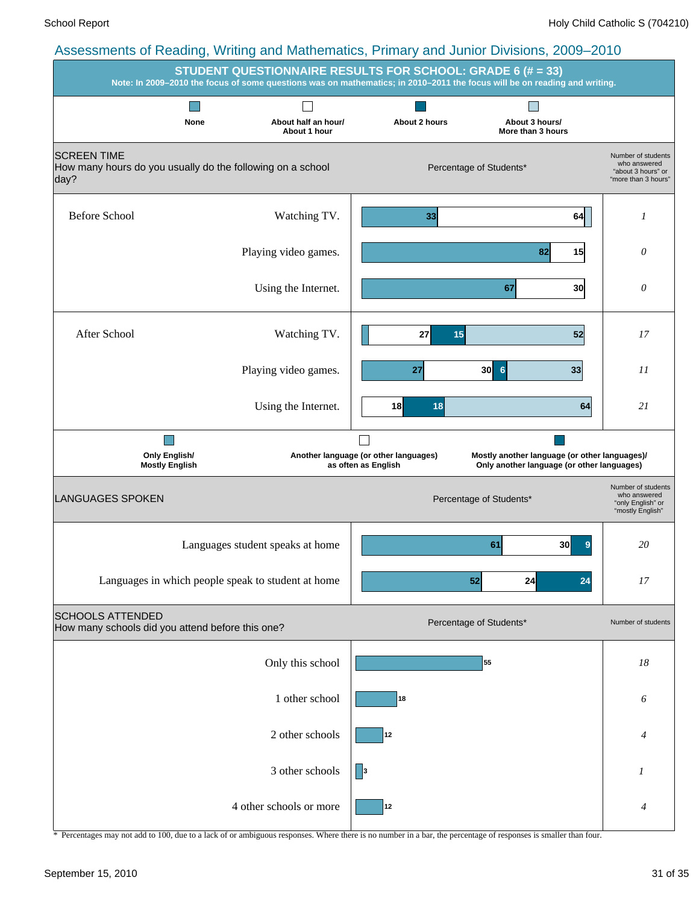## Assessments of Reading, Writing and Mathematics, Primary and Junior Divisions, 2009–2010

### STUDENT QUESTIONNAIRE RESULTS FOR SCHOOL: GRADE 6 (# = 33)

**Note: In 2009–2010 the focus of some questions was on mathematics; in 2010–2011 the focus will be on reading and writing.**

**SCREEN TIME**
How many hours do you usually do the following on a school day?

Percentage of Students*

| | | None | About half an hour/ About 1 hour | About 2 hours | About 3 hours/ More than 3 hours | Number of students who answered "about 3 hours" or "more than 3 hours" |
|---|---|---|---|---|---|---|
| Before School | Watching TV. | 33 | 64 | | | 1 |
| | Playing video games. | 82 | 15 | | | 0 |
| | Using the Internet. | 67 | 30 | | | 0 |
| After School | Watching TV. | | 27 | 15 | 52 | 17 |
| | Playing video games. | 27 | 30 | 6 | 33 | 11 |
| | Using the Internet. | | 18 | 18 | 64 | 21 |

**LANGUAGES SPOKEN**

Percentage of Students*

| | Only English/ Mostly English | Another language (or other languages) as often as English | Mostly another language (or other languages)/ Only another language (or other languages) | Number of students who answered "only English" or "mostly English" |
|---|---|---|---|---|
| Languages student speaks at home | 61 | 30 | 9 | 20 |
| Languages in which people speak to student at home | 52 | 24 | 24 | 17 |

**SCHOOLS ATTENDED**
How many schools did you attend before this one?

| | Percentage of Students* | Number of students |
|---|---|---|
| Only this school | 55 | 18 |
| 1 other school | 18 | 6 |
| 2 other schools | 12 | 4 |
| 3 other schools | 3 | 1 |
| 4 other schools or more | 12 | 4 |

\* Percentages may not add to 100, due to a lack of or ambiguous responses. Where there is no number in a bar, the percentage of responses is smaller than four.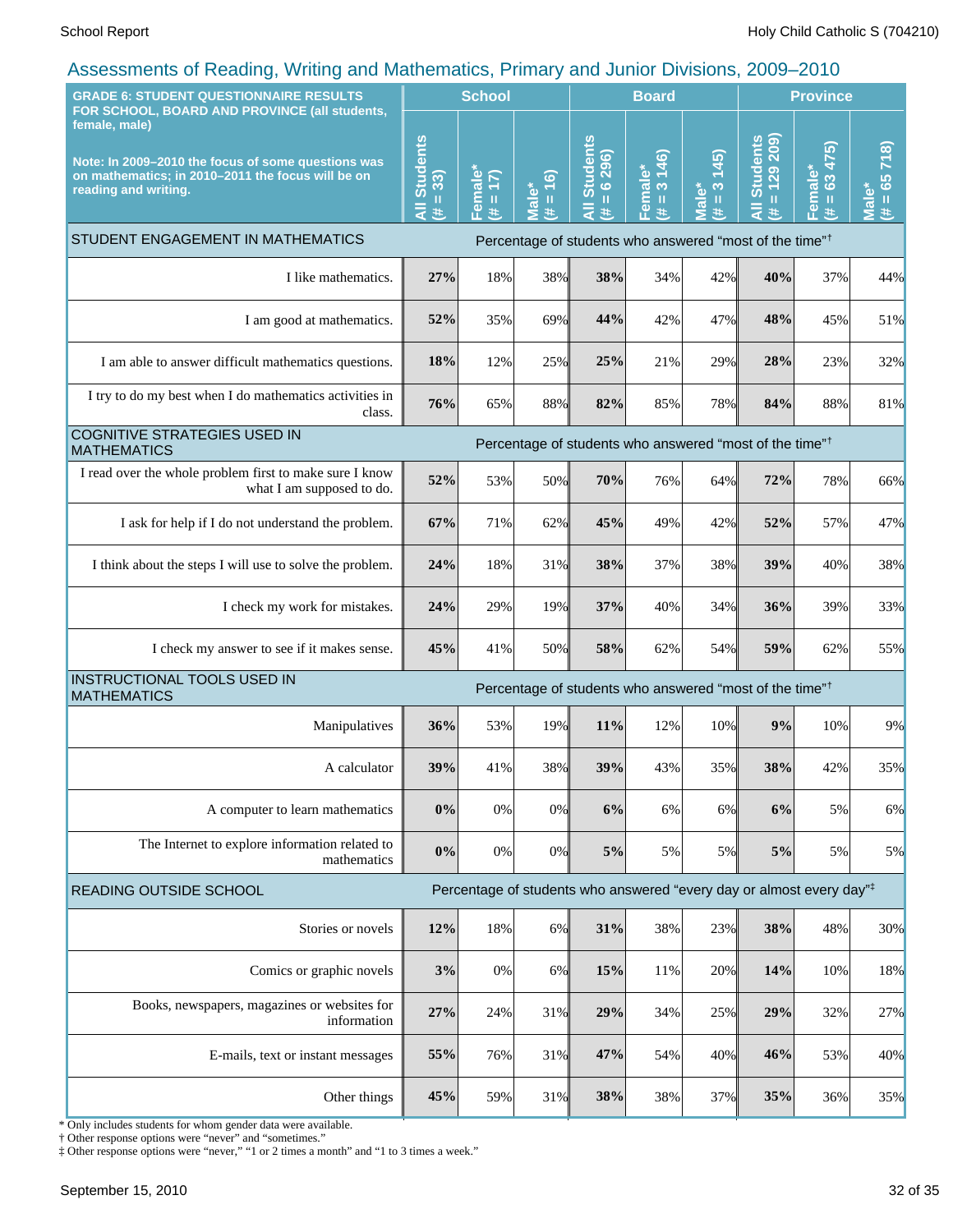## Assessments of Reading, Writing and Mathematics, Primary and Junior Divisions, 2009–2010

| GRADE 6: STUDENT QUESTIONNAIRE RESULTS FOR SCHOOL, BOARD AND PROVINCE (all students, female, male) Note: In 2009–2010 the focus of some questions was on mathematics; in 2010–2011 the focus will be on reading and writing. | School | | | Board | | | Province | | |
|---|---|---|---|---|---|---|---|---|---|
| | All Students (# = 33) | Female* (# = 17) | Male* (# = 16) | All Students (# = 6 296) | Female* (# = 3 146) | Male* (# = 3 145) | All Students (# = 129 209) | Female* (# = 63 475) | Male* (# = 65 718) |
| **STUDENT ENGAGEMENT IN MATHEMATICS** | Percentage of students who answered "most of the time"† | | | | | | | | |
| I like mathematics. | **27%** | 18% | 38% | **38%** | 34% | 42% | **40%** | 37% | 44% |
| I am good at mathematics. | **52%** | 35% | 69% | **44%** | 42% | 47% | **48%** | 45% | 51% |
| I am able to answer difficult mathematics questions. | **18%** | 12% | 25% | **25%** | 21% | 29% | **28%** | 23% | 32% |
| I try to do my best when I do mathematics activities in class. | **76%** | 65% | 88% | **82%** | 85% | 78% | **84%** | 88% | 81% |
| **COGNITIVE STRATEGIES USED IN MATHEMATICS** | Percentage of students who answered "most of the time"† | | | | | | | | |
| I read over the whole problem first to make sure I know what I am supposed to do. | **52%** | 53% | 50% | **70%** | 76% | 64% | **72%** | 78% | 66% |
| I ask for help if I do not understand the problem. | **67%** | 71% | 62% | **45%** | 49% | 42% | **52%** | 57% | 47% |
| I think about the steps I will use to solve the problem. | **24%** | 18% | 31% | **38%** | 37% | 38% | **39%** | 40% | 38% |
| I check my work for mistakes. | **24%** | 29% | 19% | **37%** | 40% | 34% | **36%** | 39% | 33% |
| I check my answer to see if it makes sense. | **45%** | 41% | 50% | **58%** | 62% | 54% | **59%** | 62% | 55% |
| **INSTRUCTIONAL TOOLS USED IN MATHEMATICS** | Percentage of students who answered "most of the time"† | | | | | | | | |
| Manipulatives | **36%** | 53% | 19% | **11%** | 12% | 10% | **9%** | 10% | 9% |
| A calculator | **39%** | 41% | 38% | **39%** | 43% | 35% | **38%** | 42% | 35% |
| A computer to learn mathematics | **0%** | 0% | 0% | **6%** | 6% | 6% | **6%** | 5% | 6% |
| The Internet to explore information related to mathematics | **0%** | 0% | 0% | **5%** | 5% | 5% | **5%** | 5% | 5% |
| **READING OUTSIDE SCHOOL** | Percentage of students who answered "every day or almost every day"‡ | | | | | | | | |
| Stories or novels | **12%** | 18% | 6% | **31%** | 38% | 23% | **38%** | 48% | 30% |
| Comics or graphic novels | **3%** | 0% | 6% | **15%** | 11% | 20% | **14%** | 10% | 18% |
| Books, newspapers, magazines or websites for information | **27%** | 24% | 31% | **29%** | 34% | 25% | **29%** | 32% | 27% |
| E-mails, text or instant messages | **55%** | 76% | 31% | **47%** | 54% | 40% | **46%** | 53% | 40% |
| Other things | **45%** | 59% | 31% | **38%** | 38% | 37% | **35%** | 36% | 35% |

* Only includes students for whom gender data were available.
† Other response options were "never" and "sometimes."
‡ Other response options were "never," "1 or 2 times a month" and "1 to 3 times a week."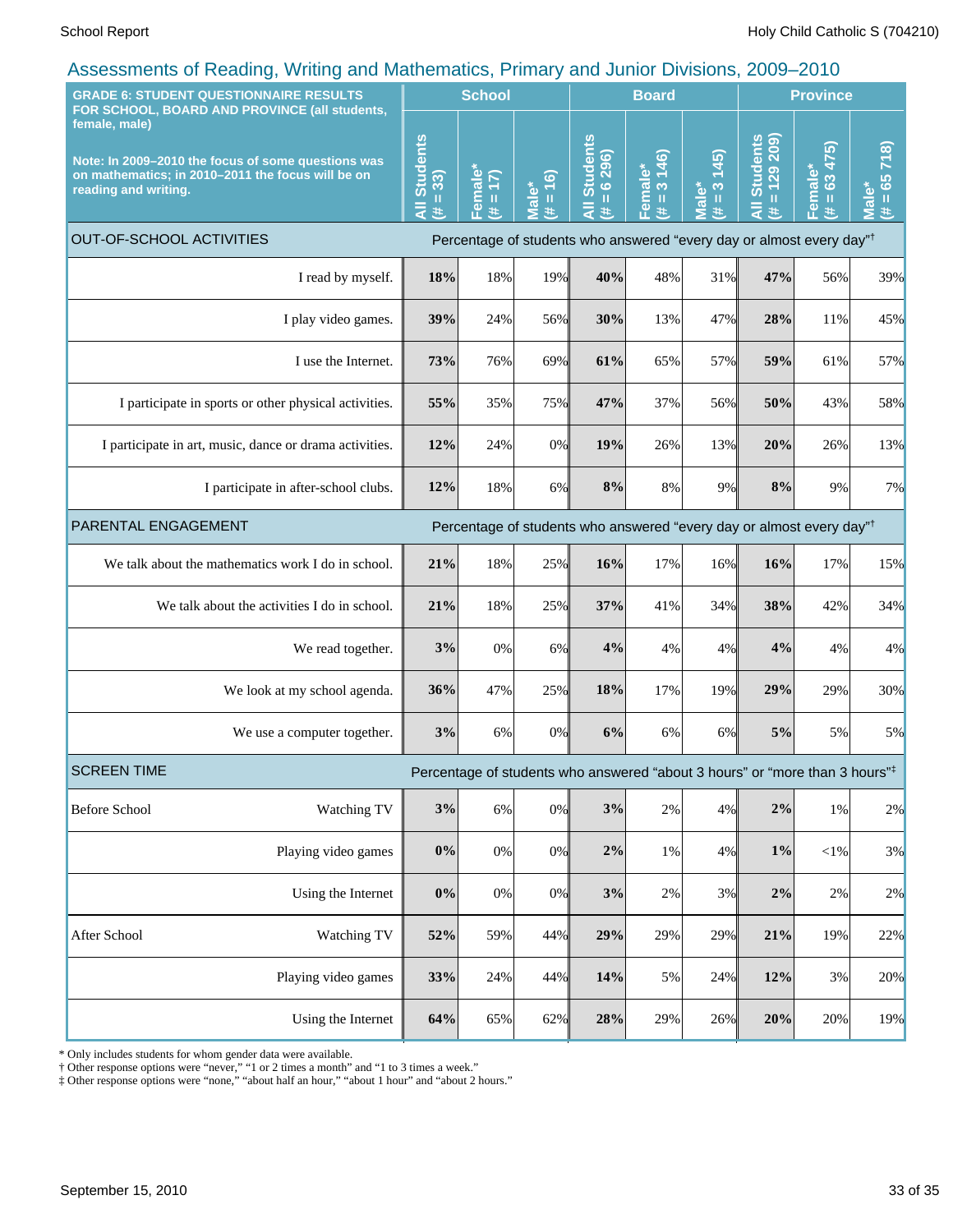## Assessments of Reading, Writing and Mathematics, Primary and Junior Divisions, 2009–2010

| GRADE 6: STUDENT QUESTIONNAIRE RESULTS FOR SCHOOL, BOARD AND PROVINCE (all students, female, male) Note: In 2009–2010 the focus of some questions was on mathematics; in 2010–2011 the focus will be on reading and writing. | | School | | | Board | | | Province | |
|---|---|---|---|---|---|---|---|---|---|
| | All Students (# = 33) | Female* (# = 17) | Male* (# = 16) | All Students (# = 6 296) | Female* (# = 3 146) | Male* (# = 3 145) | All Students (# = 129 209) | Female* (# = 63 475) | Male* (# = 65 718) |
| **OUT-OF-SCHOOL ACTIVITIES** | Percentage of students who answered "every day or almost every day"† | | | | | | | | |
| I read by myself. | **18%** | 18% | 19% | **40%** | 48% | 31% | **47%** | 56% | 39% |
| I play video games. | **39%** | 24% | 56% | **30%** | 13% | 47% | **28%** | 11% | 45% |
| I use the Internet. | **73%** | 76% | 69% | **61%** | 65% | 57% | **59%** | 61% | 57% |
| I participate in sports or other physical activities. | **55%** | 35% | 75% | **47%** | 37% | 56% | **50%** | 43% | 58% |
| I participate in art, music, dance or drama activities. | **12%** | 24% | 0% | **19%** | 26% | 13% | **20%** | 26% | 13% |
| I participate in after-school clubs. | **12%** | 18% | 6% | **8%** | 8% | 9% | **8%** | 9% | 7% |
| **PARENTAL ENGAGEMENT** | Percentage of students who answered "every day or almost every day"† | | | | | | | | |
| We talk about the mathematics work I do in school. | **21%** | 18% | 25% | **16%** | 17% | 16% | **16%** | 17% | 15% |
| We talk about the activities I do in school. | **21%** | 18% | 25% | **37%** | 41% | 34% | **38%** | 42% | 34% |
| We read together. | **3%** | 0% | 6% | **4%** | 4% | 4% | **4%** | 4% | 4% |
| We look at my school agenda. | **36%** | 47% | 25% | **18%** | 17% | 19% | **29%** | 29% | 30% |
| We use a computer together. | **3%** | 6% | 0% | **6%** | 6% | 6% | **5%** | 5% | 5% |
| **SCREEN TIME** | Percentage of students who answered "about 3 hours" or "more than 3 hours"‡ | | | | | | | | |
| Before School — Watching TV | **3%** | 6% | 0% | **3%** | 2% | 4% | **2%** | 1% | 2% |
| Before School — Playing video games | **0%** | 0% | 0% | **2%** | 1% | 4% | **1%** | <1% | 3% |
| Before School — Using the Internet | **0%** | 0% | 0% | **3%** | 2% | 3% | **2%** | 2% | 2% |
| After School — Watching TV | **52%** | 59% | 44% | **29%** | 29% | 29% | **21%** | 19% | 22% |
| After School — Playing video games | **33%** | 24% | 44% | **14%** | 5% | 24% | **12%** | 3% | 20% |
| After School — Using the Internet | **64%** | 65% | 62% | **28%** | 29% | 26% | **20%** | 20% | 19% |

\* Only includes students for whom gender data were available.
† Other response options were "never," "1 or 2 times a month" and "1 to 3 times a week."
‡ Other response options were "none," "about half an hour," "about 1 hour" and "about 2 hours."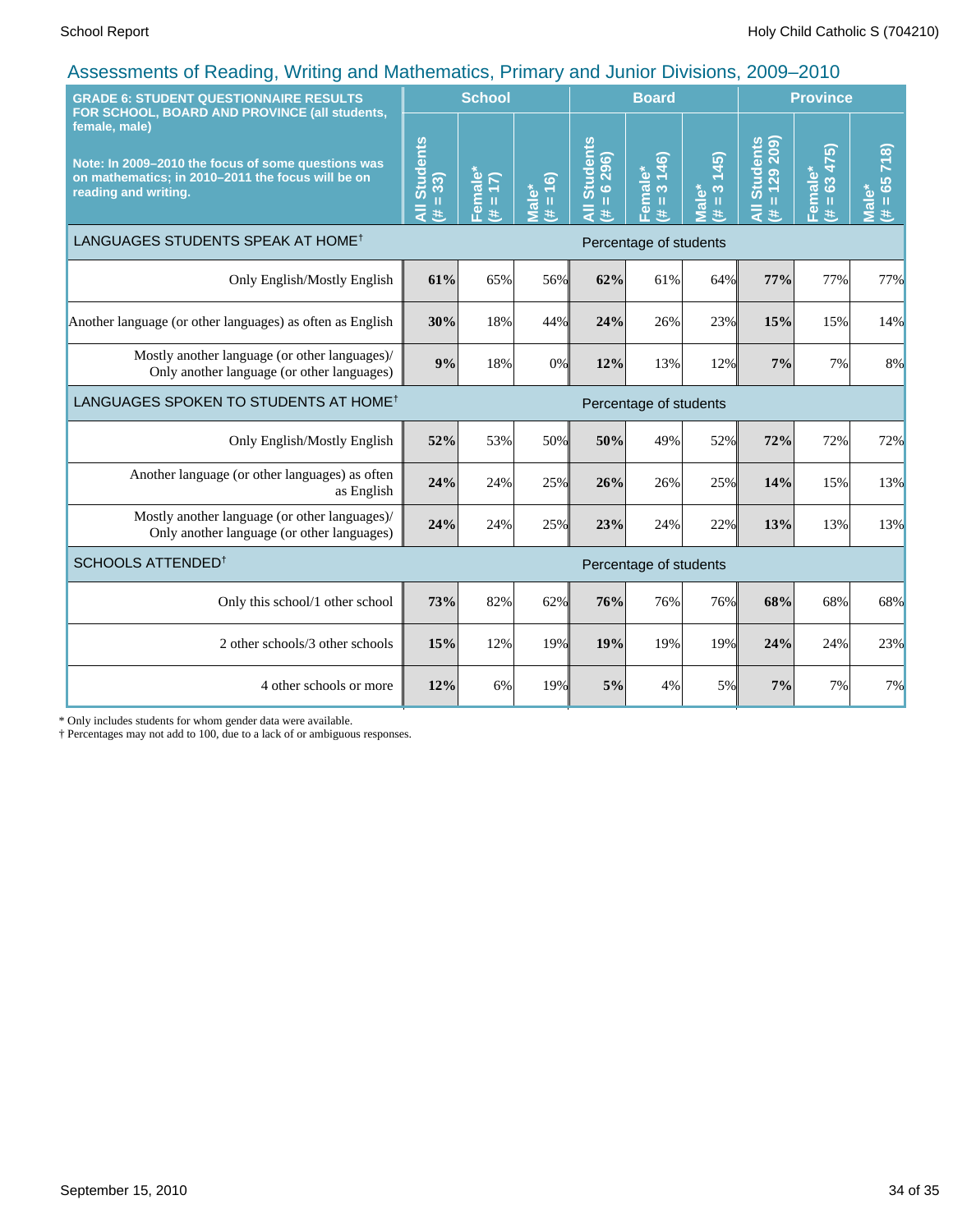## Assessments of Reading, Writing and Mathematics, Primary and Junior Divisions, 2009–2010

| GRADE 6: STUDENT QUESTIONNAIRE RESULTS FOR SCHOOL, BOARD AND PROVINCE (all students, female, male)<br><br>Note: In 2009–2010 the focus of some questions was on mathematics; in 2010–2011 the focus will be on reading and writing. | School | | | Board | | | Province | | |
|---|---|---|---|---|---|---|---|---|---|
| | All Students (# = 33) | Female* (# = 17) | Male* (# = 16) | All Students (# = 6 296) | Female* (# = 3 146) | Male* (# = 3 145) | All Students (# = 129 209) | Female* (# = 63 475) | Male* (# = 65 718) |
| **LANGUAGES STUDENTS SPEAK AT HOME†** | Percentage of students | | | | | | | | |
| Only English/Mostly English | **61%** | 65% | 56% | **62%** | 61% | 64% | **77%** | 77% | 77% |
| Another language (or other languages) as often as English | **30%** | 18% | 44% | **24%** | 26% | 23% | **15%** | 15% | 14% |
| Mostly another language (or other languages)/ Only another language (or other languages) | **9%** | 18% | 0% | **12%** | 13% | 12% | **7%** | 7% | 8% |
| **LANGUAGES SPOKEN TO STUDENTS AT HOME†** | Percentage of students | | | | | | | | |
| Only English/Mostly English | **52%** | 53% | 50% | **50%** | 49% | 52% | **72%** | 72% | 72% |
| Another language (or other languages) as often as English | **24%** | 24% | 25% | **26%** | 26% | 25% | **14%** | 15% | 13% |
| Mostly another language (or other languages)/ Only another language (or other languages) | **24%** | 24% | 25% | **23%** | 24% | 22% | **13%** | 13% | 13% |
| **SCHOOLS ATTENDED†** | Percentage of students | | | | | | | | |
| Only this school/1 other school | **73%** | 82% | 62% | **76%** | 76% | 76% | **68%** | 68% | 68% |
| 2 other schools/3 other schools | **15%** | 12% | 19% | **19%** | 19% | 19% | **24%** | 24% | 23% |
| 4 other schools or more | **12%** | 6% | 19% | **5%** | 4% | 5% | **7%** | 7% | 7% |

\* Only includes students for whom gender data were available.
† Percentages may not add to 100, due to a lack of or ambiguous responses.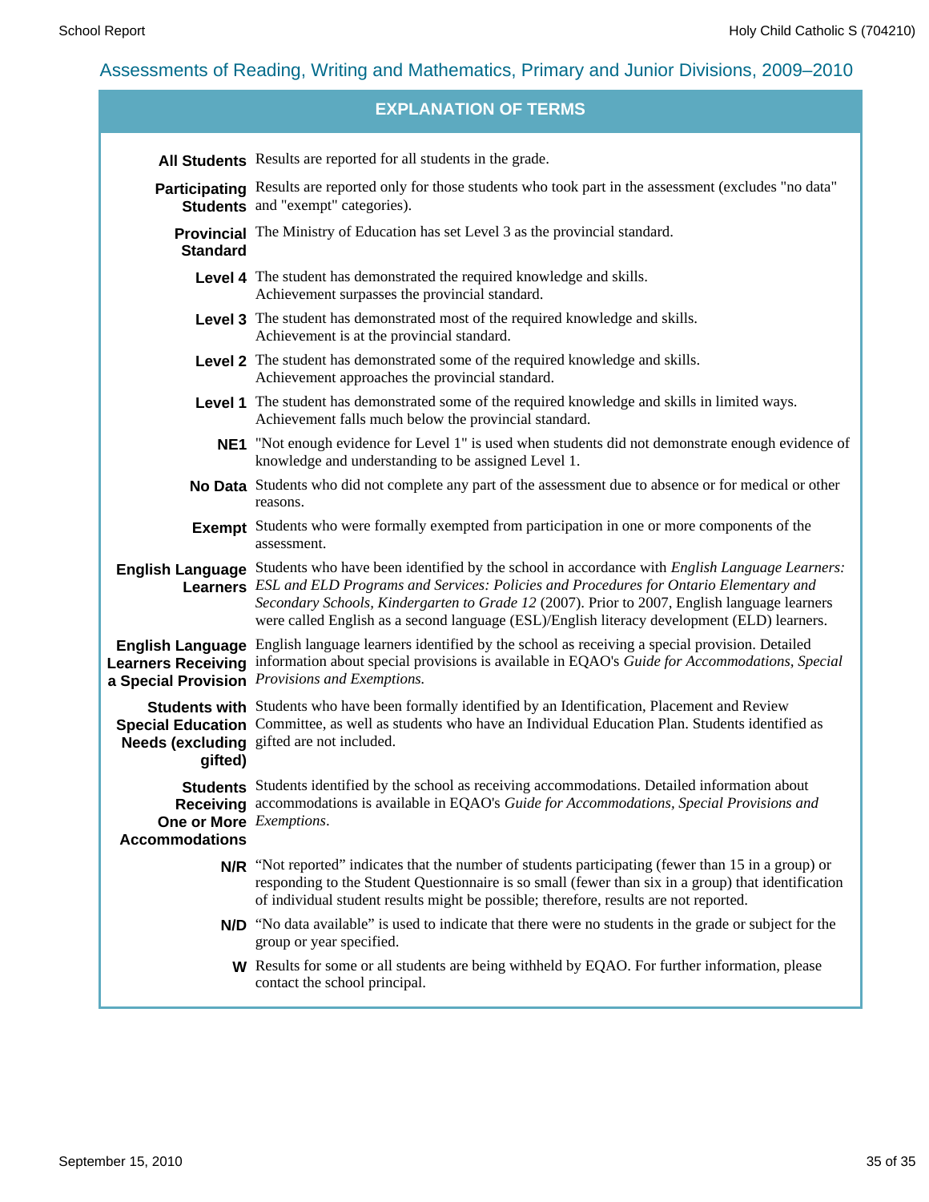## Assessments of Reading, Writing and Mathematics, Primary and Junior Divisions, 2009–2010

### EXPLANATION OF TERMS

**All Students** Results are reported for all students in the grade.

**Participating Students** Results are reported only for those students who took part in the assessment (excludes "no data" and "exempt" categories).

**Provincial Standard** The Ministry of Education has set Level 3 as the provincial standard.

**Level 4** The student has demonstrated the required knowledge and skills. Achievement surpasses the provincial standard.

**Level 3** The student has demonstrated most of the required knowledge and skills. Achievement is at the provincial standard.

**Level 2** The student has demonstrated some of the required knowledge and skills. Achievement approaches the provincial standard.

**Level 1** The student has demonstrated some of the required knowledge and skills in limited ways. Achievement falls much below the provincial standard.

**NE1** "Not enough evidence for Level 1" is used when students did not demonstrate enough evidence of knowledge and understanding to be assigned Level 1.

**No Data** Students who did not complete any part of the assessment due to absence or for medical or other reasons.

**Exempt** Students who were formally exempted from participation in one or more components of the assessment.

**English Language Learners** Students who have been identified by the school in accordance with *English Language Learners: ESL and ELD Programs and Services: Policies and Procedures for Ontario Elementary and Secondary Schools, Kindergarten to Grade 12* (2007). Prior to 2007, English language learners were called English as a second language (ESL)/English literacy development (ELD) learners.

**English Language Learners Receiving a Special Provision** English language learners identified by the school as receiving a special provision. Detailed information about special provisions is available in EQAO's *Guide for Accommodations, Special Provisions and Exemptions.*

**Students with Special Education Needs (excluding gifted)** Students who have been formally identified by an Identification, Placement and Review Committee, as well as students who have an Individual Education Plan. Students identified as gifted are not included.

**Students Receiving One or More Accommodations** Students identified by the school as receiving accommodations. Detailed information about accommodations is available in EQAO's *Guide for Accommodations, Special Provisions and Exemptions*.

**N/R** "Not reported" indicates that the number of students participating (fewer than 15 in a group) or responding to the Student Questionnaire is so small (fewer than six in a group) that identification of individual student results might be possible; therefore, results are not reported.

**N/D** "No data available" is used to indicate that there were no students in the grade or subject for the group or year specified.

**W** Results for some or all students are being withheld by EQAO. For further information, please contact the school principal.